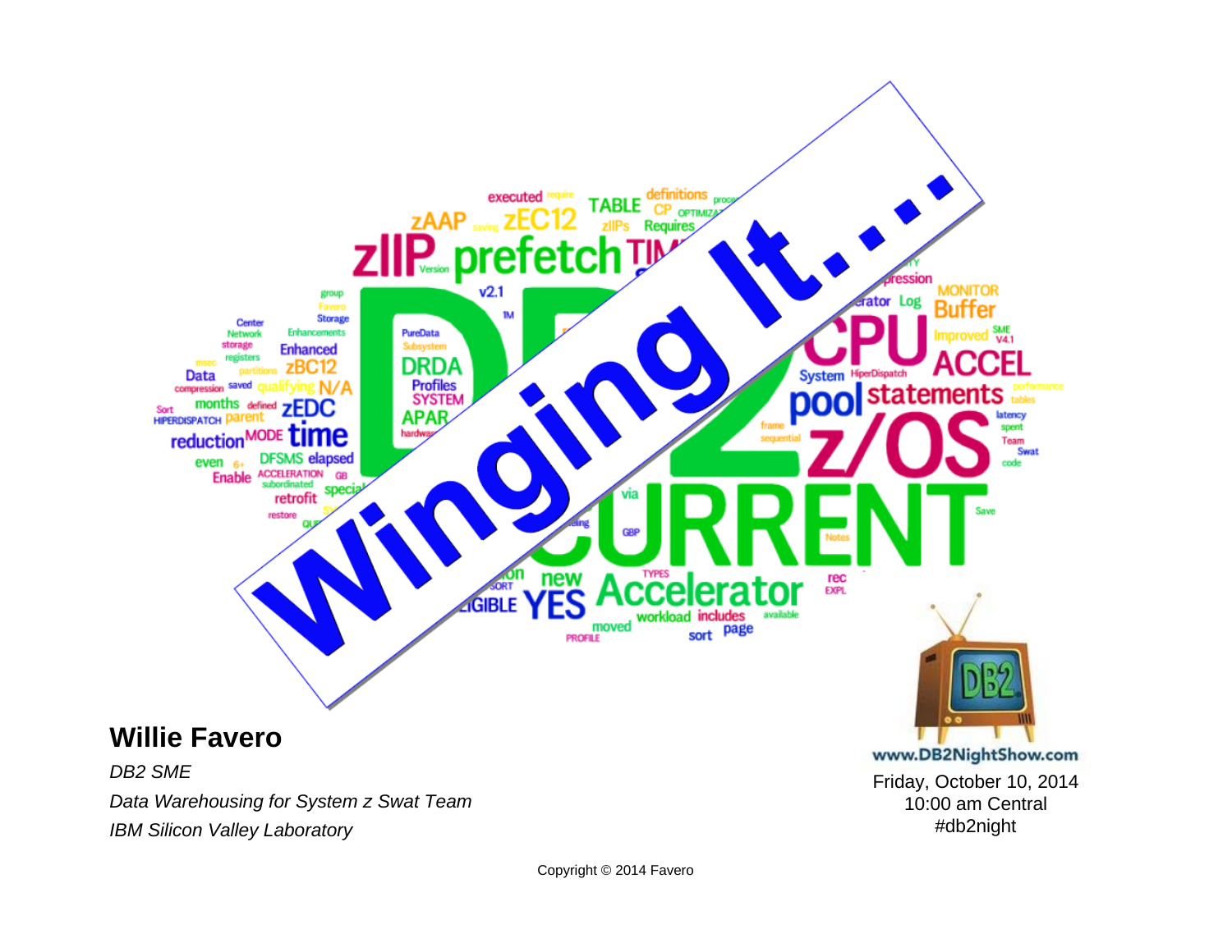# Winging It....

**Willie Favero**

*DB2 SME*

*Data Warehousing for System z Swat Team*

*IBM Silicon Valley Laboratory*

www.DB2NightShow.com

Friday, October 10, 2014
10:00 am Central
#db2night

Copyright © 2014 Favero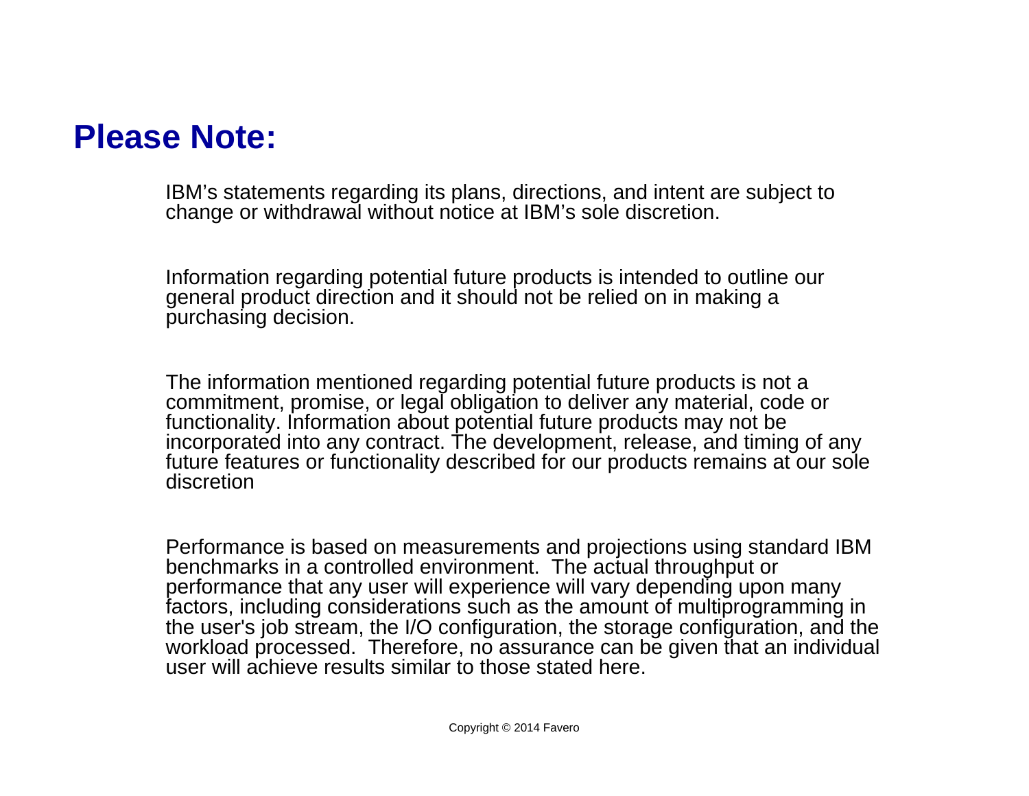# Please Note:

IBM’s statements regarding its plans, directions, and intent are subject to change or withdrawal without notice at IBM’s sole discretion.

Information regarding potential future products is intended to outline our general product direction and it should not be relied on in making a purchasing decision.

The information mentioned regarding potential future products is not a commitment, promise, or legal obligation to deliver any material, code or functionality. Information about potential future products may not be incorporated into any contract. The development, release, and timing of any future features or functionality described for our products remains at our sole discretion

Performance is based on measurements and projections using standard IBM benchmarks in a controlled environment. The actual throughput or performance that any user will experience will vary depending upon many factors, including considerations such as the amount of multiprogramming in the user's job stream, the I/O configuration, the storage configuration, and the workload processed. Therefore, no assurance can be given that an individual user will achieve results similar to those stated here.

Copyright © 2014 Favero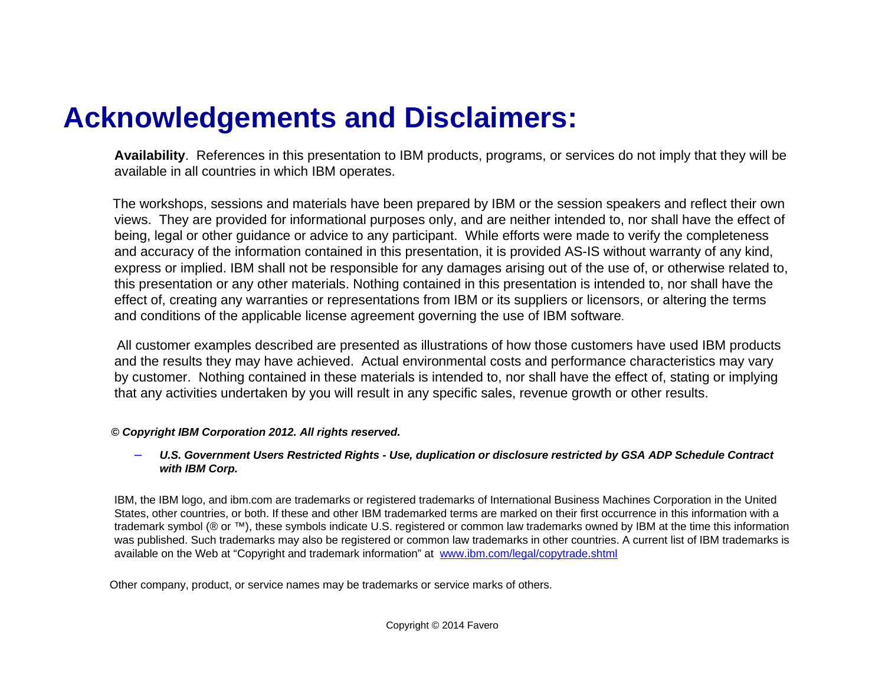# Acknowledgements and Disclaimers:

**Availability**. References in this presentation to IBM products, programs, or services do not imply that they will be available in all countries in which IBM operates.

The workshops, sessions and materials have been prepared by IBM or the session speakers and reflect their own views. They are provided for informational purposes only, and are neither intended to, nor shall have the effect of being, legal or other guidance or advice to any participant. While efforts were made to verify the completeness and accuracy of the information contained in this presentation, it is provided AS-IS without warranty of any kind, express or implied. IBM shall not be responsible for any damages arising out of the use of, or otherwise related to, this presentation or any other materials. Nothing contained in this presentation is intended to, nor shall have the effect of, creating any warranties or representations from IBM or its suppliers or licensors, or altering the terms and conditions of the applicable license agreement governing the use of IBM software.

All customer examples described are presented as illustrations of how those customers have used IBM products and the results they may have achieved. Actual environmental costs and performance characteristics may vary by customer. Nothing contained in these materials is intended to, nor shall have the effect of, stating or implying that any activities undertaken by you will result in any specific sales, revenue growth or other results.

***© Copyright IBM Corporation 2012. All rights reserved.***

- ***U.S. Government Users Restricted Rights - Use, duplication or disclosure restricted by GSA ADP Schedule Contract with IBM Corp.***

IBM, the IBM logo, and ibm.com are trademarks or registered trademarks of International Business Machines Corporation in the United States, other countries, or both. If these and other IBM trademarked terms are marked on their first occurrence in this information with a trademark symbol (® or ™), these symbols indicate U.S. registered or common law trademarks owned by IBM at the time this information was published. Such trademarks may also be registered or common law trademarks in other countries. A current list of IBM trademarks is available on the Web at "Copyright and trademark information" at [www.ibm.com/legal/copytrade.shtml](www.ibm.com/legal/copytrade.shtml)

Other company, product, or service names may be trademarks or service marks of others.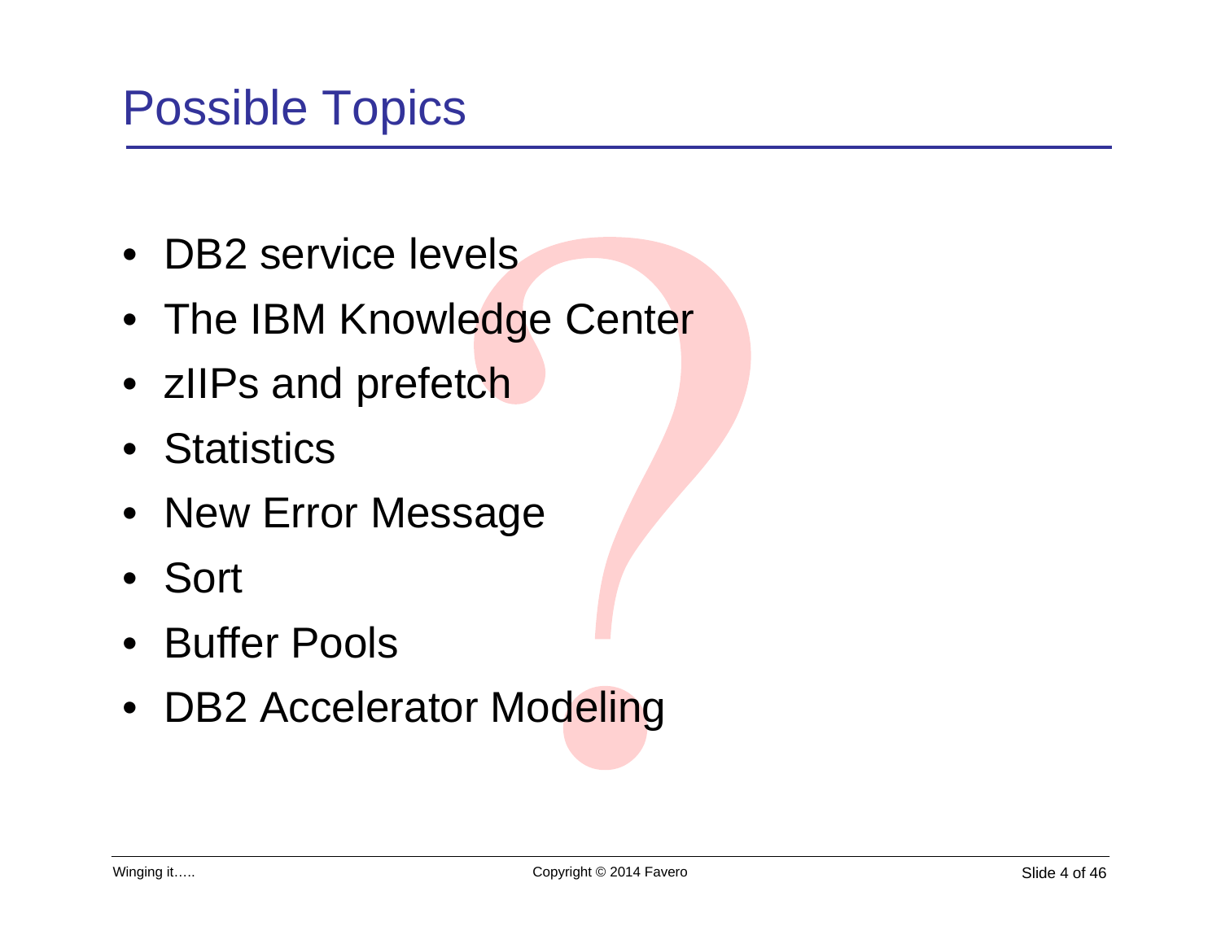# Possible Topics

- DB2 service levels
- The IBM Knowledge Center
- zIIPs and prefetch
- Statistics
- New Error Message
- Sort
- Buffer Pools
- DB2 Accelerator Modeling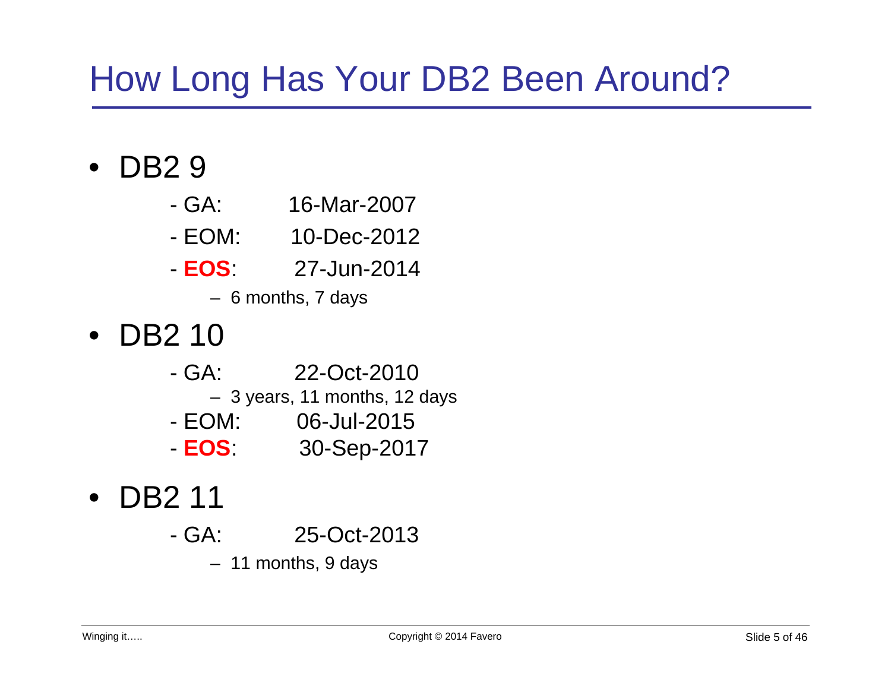# How Long Has Your DB2 Been Around?

- DB2 9
  - GA: 16-Mar-2007
  - EOM: 10-Dec-2012
  - **EOS**: 27-Jun-2014
    - 6 months, 7 days
- DB2 10
  - GA: 22-Oct-2010
    - 3 years, 11 months, 12 days
  - EOM: 06-Jul-2015
  - **EOS**: 30-Sep-2017
- DB2 11
  - GA: 25-Oct-2013
    - 11 months, 9 days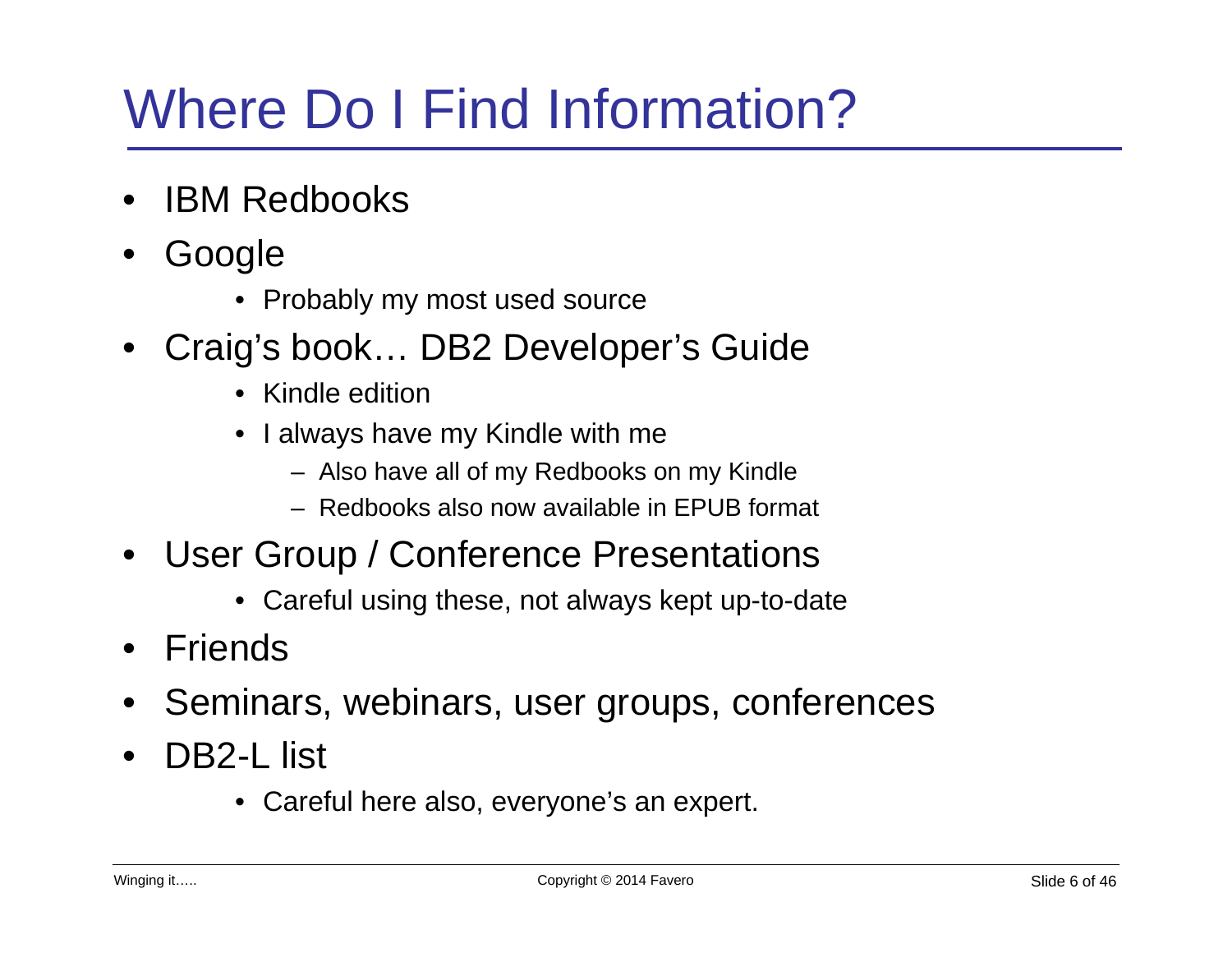# Where Do I Find Information?

- IBM Redbooks
- Google
  - Probably my most used source
- Craig's book… DB2 Developer's Guide
  - Kindle edition
  - I always have my Kindle with me
    - Also have all of my Redbooks on my Kindle
    - Redbooks also now available in EPUB format
- User Group / Conference Presentations
  - Careful using these, not always kept up-to-date
- Friends
- Seminars, webinars, user groups, conferences
- DB2-L list
  - Careful here also, everyone's an expert.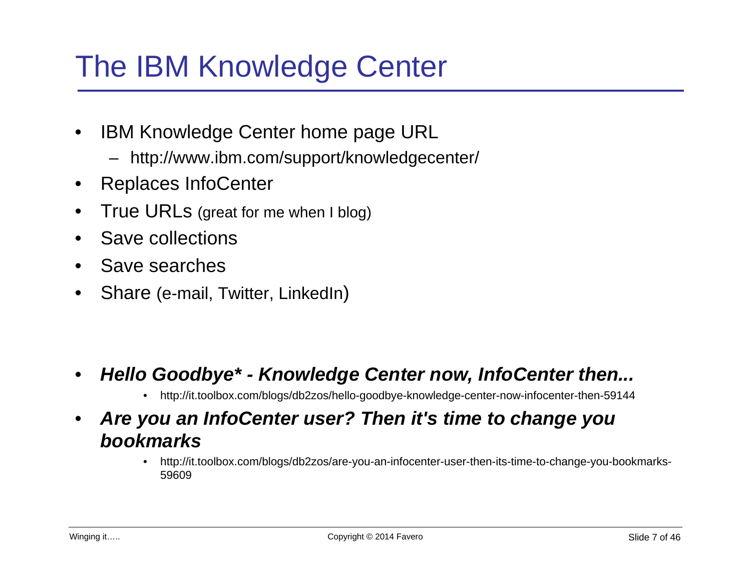# The IBM Knowledge Center

- IBM Knowledge Center home page URL
  - http://www.ibm.com/support/knowledgecenter/
- Replaces InfoCenter
- True URLs (great for me when I blog)
- Save collections
- Save searches
- Share (e-mail, Twitter, LinkedIn)

- ***Hello Goodbye* - Knowledge Center now, InfoCenter then...***
  - http://it.toolbox.com/blogs/db2zos/hello-goodbye-knowledge-center-now-infocenter-then-59144
- ***Are you an InfoCenter user? Then it's time to change you bookmarks***
  - http://it.toolbox.com/blogs/db2zos/are-you-an-infocenter-user-then-its-time-to-change-you-bookmarks-59609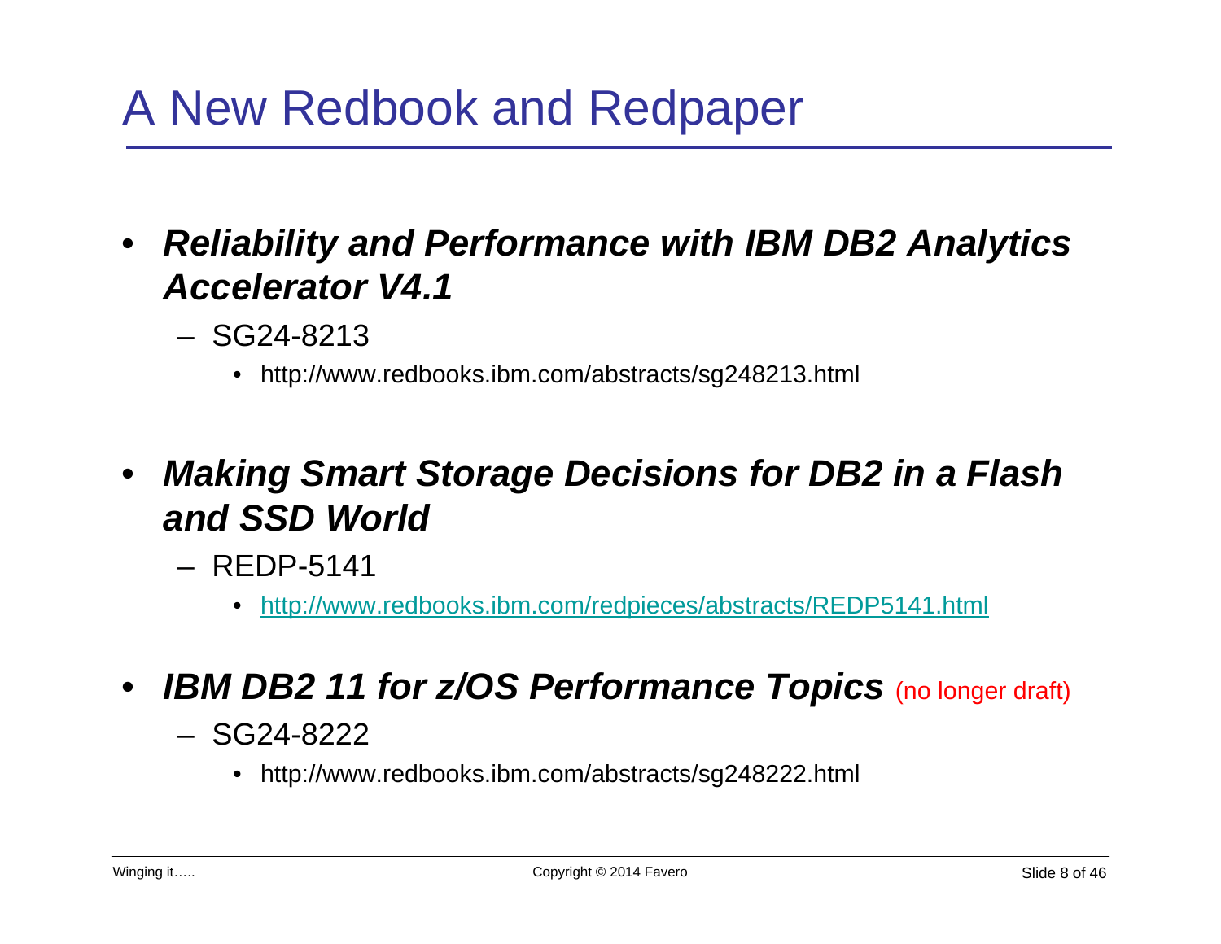# A New Redbook and Redpaper

- ***Reliability and Performance with IBM DB2 Analytics Accelerator V4.1***
  - SG24-8213
    - http://www.redbooks.ibm.com/abstracts/sg248213.html

- ***Making Smart Storage Decisions for DB2 in a Flash and SSD World***
  - REDP-5141
    - http://www.redbooks.ibm.com/redpieces/abstracts/REDP5141.html

- ***IBM DB2 11 for z/OS Performance Topics*** (no longer draft)
  - SG24-8222
    - http://www.redbooks.ibm.com/abstracts/sg248222.html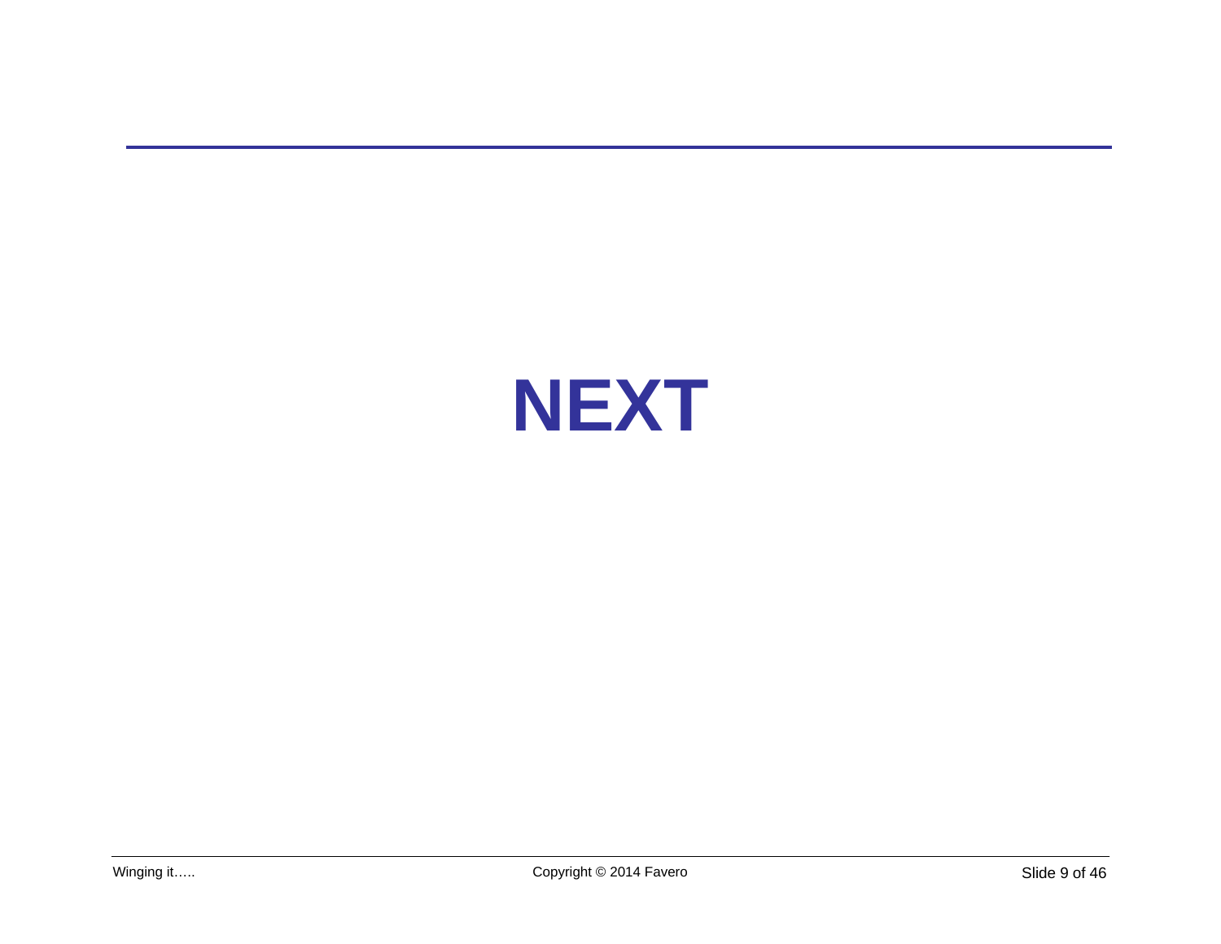# NEXT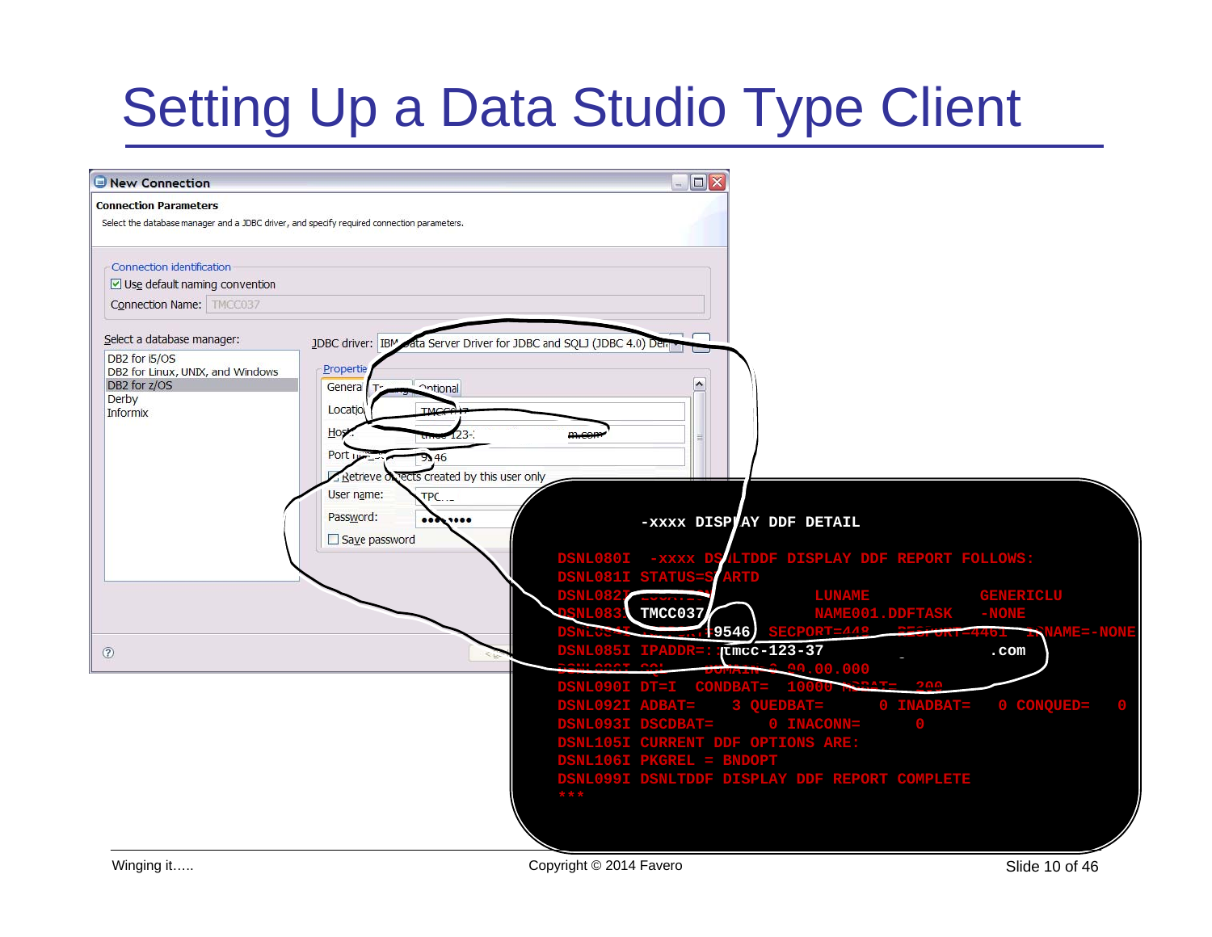# Setting Up a Data Studio Type Client

**New Connection**

**Connection Parameters**

Select the database manager and a JDBC driver, and specify required connection parameters.

Connection identification

- [x] Use default naming convention

Connection Name: TMCC037

Select a database manager:

- DB2 for i5/OS
- DB2 for Linux, UNIX, and Windows
- DB2 for z/OS
- Derby
- Informix

JDBC driver: IBM Data Server Driver for JDBC and SQLJ (JDBC 4.0) Def

Properties

General | Tracing | Optional

Location: TMCC037

Host: tmcc-123-…m.com

Port number: 9546

- [ ] Retrieve objects created by this user only

User name: TPC…

Password: ••••••••

- [ ] Save password

```
-xxxx DISPLAY DDF DETAIL
DSNL080I  -xxxx DSNLTDDF DISPLAY DDF REPORT FOLLOWS:
DSNL081I STATUS=STARTD
DSNL082I LOCATION           LUNAME             GENERICLU
DSNL083I TMCC037            NAME001.DDFTASK    -NONE
DSNL084I TCPPORT=9546  SECPORT=448   RESPORT=4461  IPNAME=-NONE
DSNL085I IPADDR=::tmcc-123-37                  .com
DSNL086I SQL    DOMAIN=0.00.00.000
DSNL090I DT=I  CONDBAT=  10000 MDBAT=  200
DSNL092I ADBAT=     3 QUEDBAT=       0 INADBAT=    0 CONQUED=    0
DSNL093I DSCDBAT=      0 INACONN=      0
DSNL105I CURRENT DDF OPTIONS ARE:
DSNL106I PKGREL = BNDOPT
DSNL099I DSNLTDDF DISPLAY DDF REPORT COMPLETE
***
```

Winging it…..

Copyright © 2014 Favero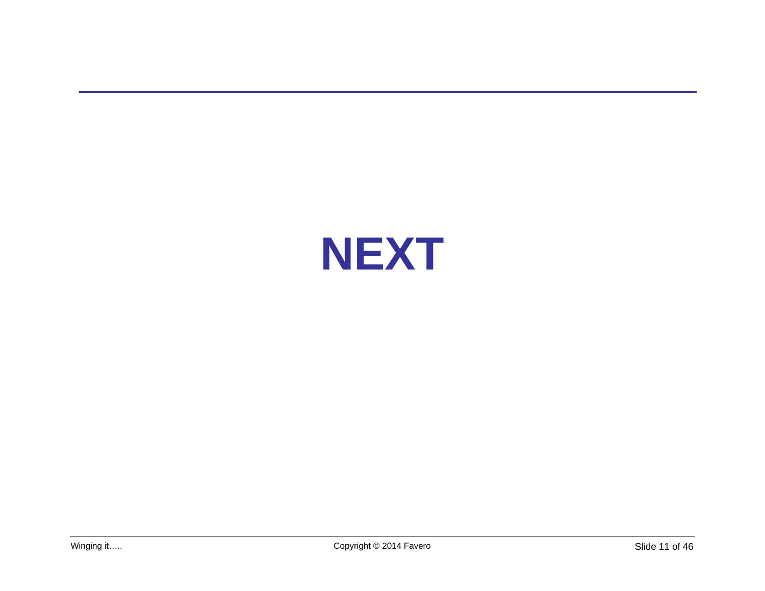# NEXT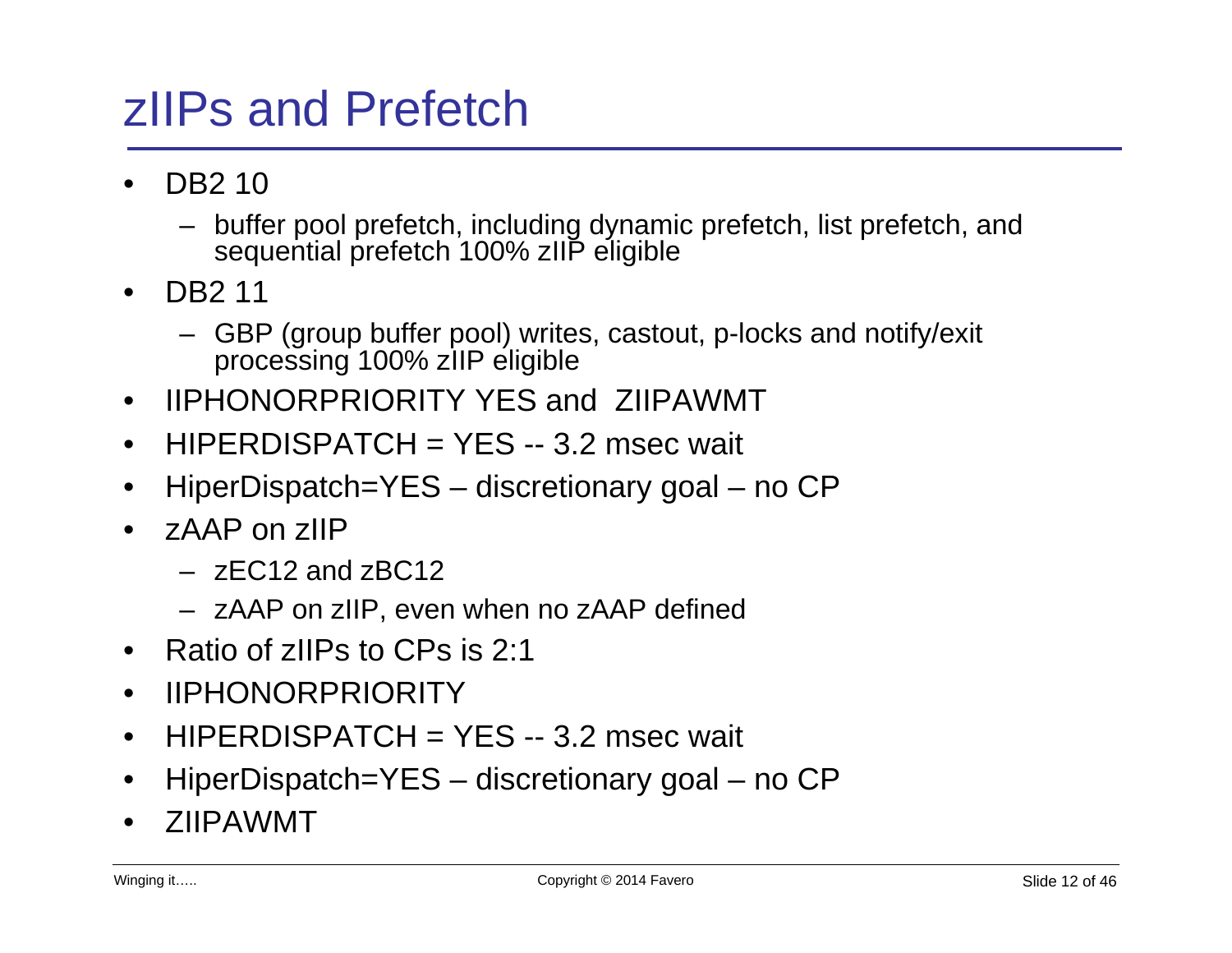# zIIPs and Prefetch

- DB2 10
  - buffer pool prefetch, including dynamic prefetch, list prefetch, and sequential prefetch 100% zIIP eligible
- DB2 11
  - GBP (group buffer pool) writes, castout, p-locks and notify/exit processing 100% zIIP eligible
- IIPHONORPRIORITY YES and ZIIPAWMT
- HIPERDISPATCH = YES -- 3.2 msec wait
- HiperDispatch=YES – discretionary goal – no CP
- zAAP on zIIP
  - zEC12 and zBC12
  - zAAP on zIIP, even when no zAAP defined
- Ratio of zIIPs to CPs is 2:1
- IIPHONORPRIORITY
- HIPERDISPATCH = YES -- 3.2 msec wait
- HiperDispatch=YES – discretionary goal – no CP
- ZIIPAWMT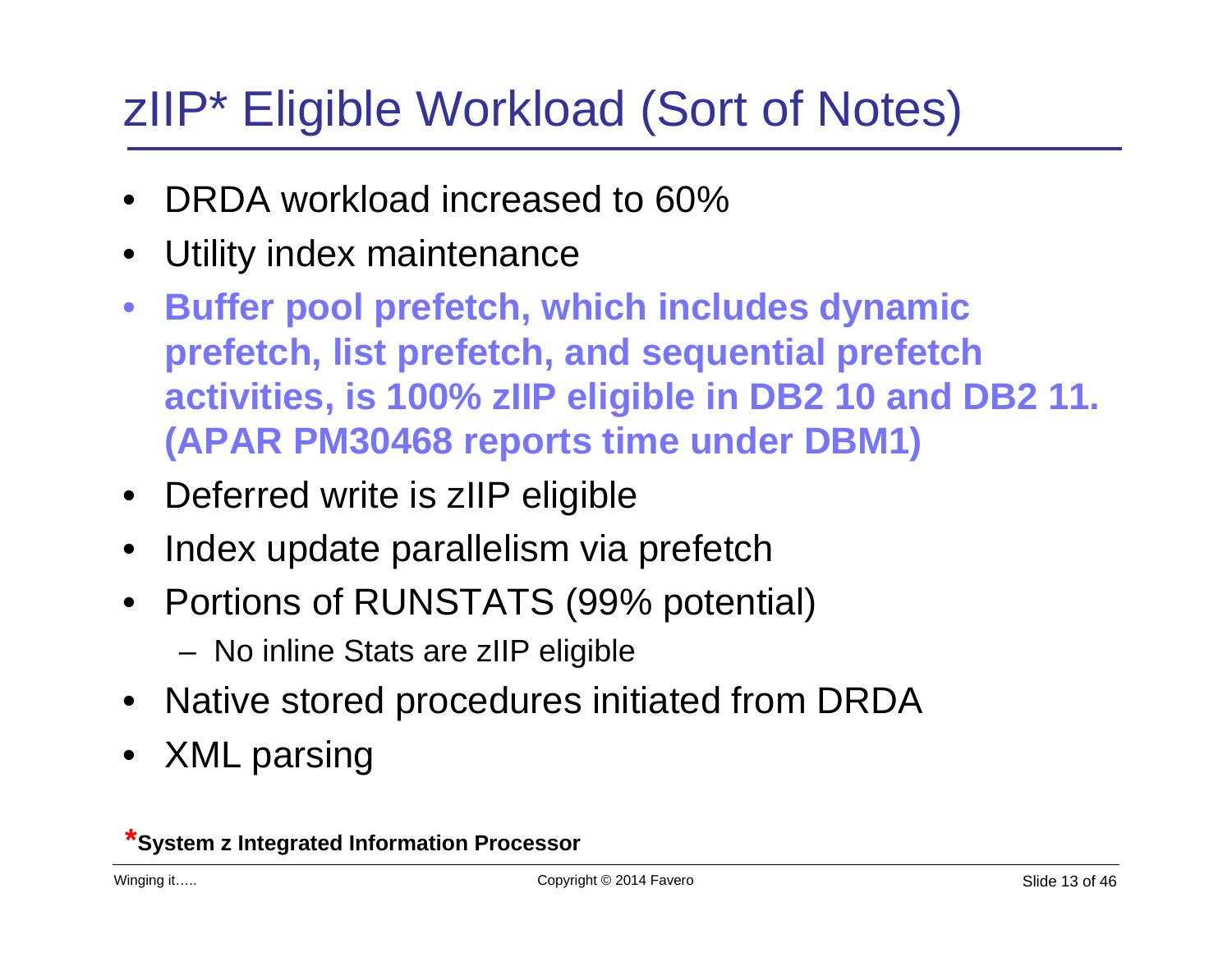# zIIP* Eligible Workload (Sort of Notes)

- DRDA workload increased to 60%
- Utility index maintenance
- **Buffer pool prefetch, which includes dynamic prefetch, list prefetch, and sequential prefetch activities, is 100% zIIP eligible in DB2 10 and DB2 11. (APAR PM30468 reports time under DBM1)**
- Deferred write is zIIP eligible
- Index update parallelism via prefetch
- Portions of RUNSTATS (99% potential)
  - No inline Stats are zIIP eligible
- Native stored procedures initiated from DRDA
- XML parsing

***System z Integrated Information Processor**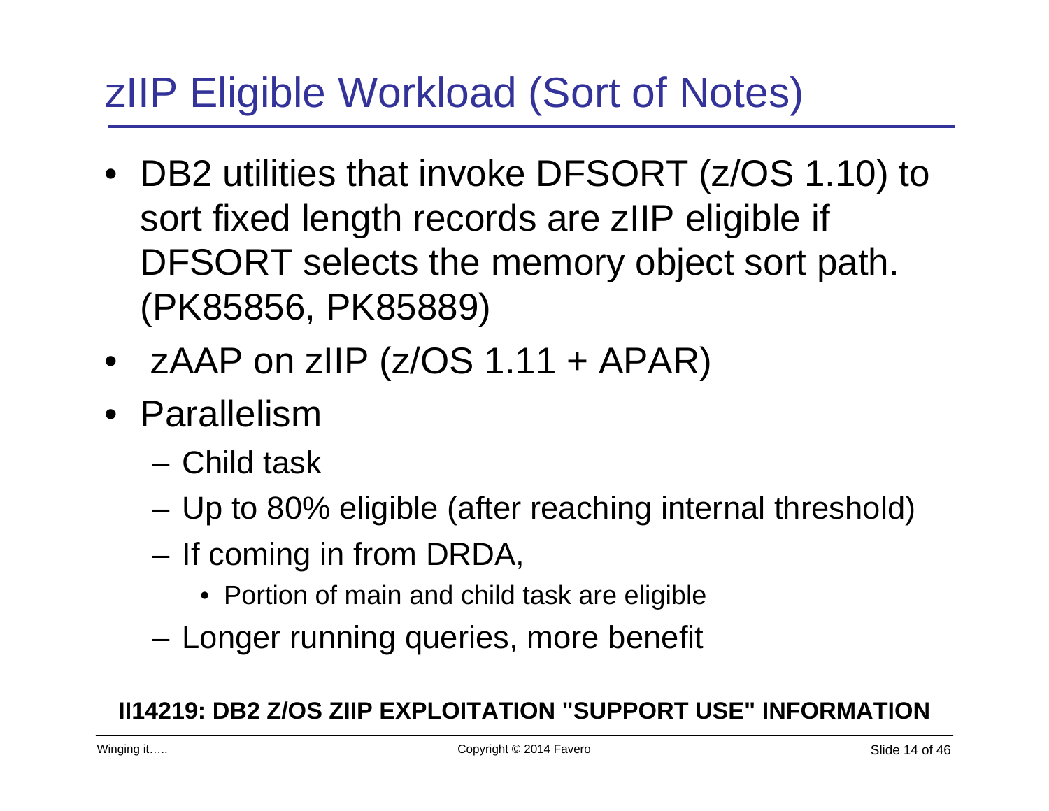# zIIP Eligible Workload (Sort of Notes)

- DB2 utilities that invoke DFSORT (z/OS 1.10) to sort fixed length records are zIIP eligible if DFSORT selects the memory object sort path. (PK85856, PK85889)
- zAAP on zIIP (z/OS 1.11 + APAR)
- Parallelism
  - Child task
  - Up to 80% eligible (after reaching internal threshold)
  - If coming in from DRDA,
    - Portion of main and child task are eligible
  - Longer running queries, more benefit

**II14219: DB2 Z/OS ZIIP EXPLOITATION "SUPPORT USE" INFORMATION**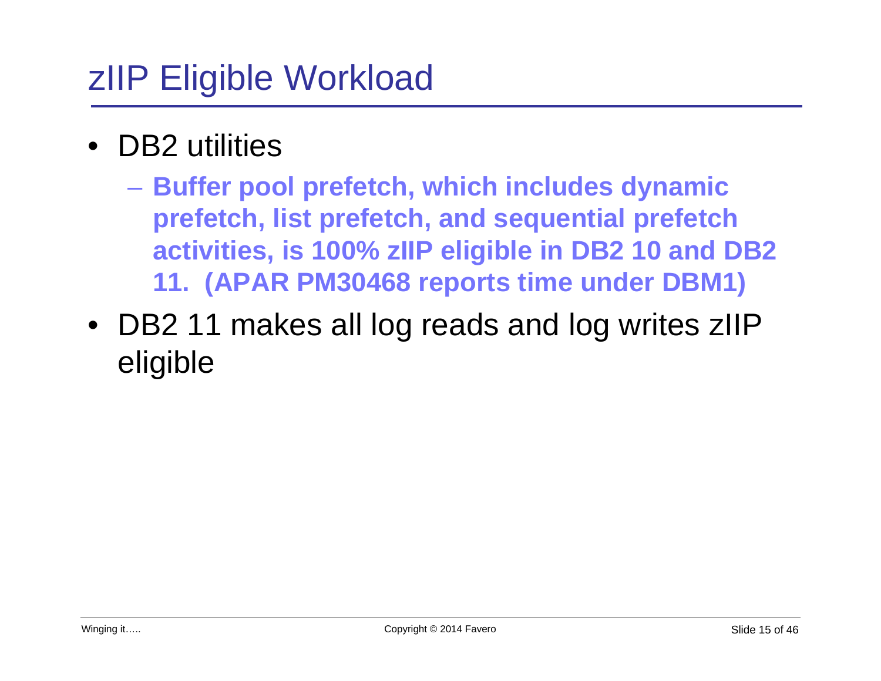# zIIP Eligible Workload

- DB2 utilities
  - **Buffer pool prefetch, which includes dynamic prefetch, list prefetch, and sequential prefetch activities, is 100% zIIP eligible in DB2 10 and DB2 11. (APAR PM30468 reports time under DBM1)**
- DB2 11 makes all log reads and log writes zIIP eligible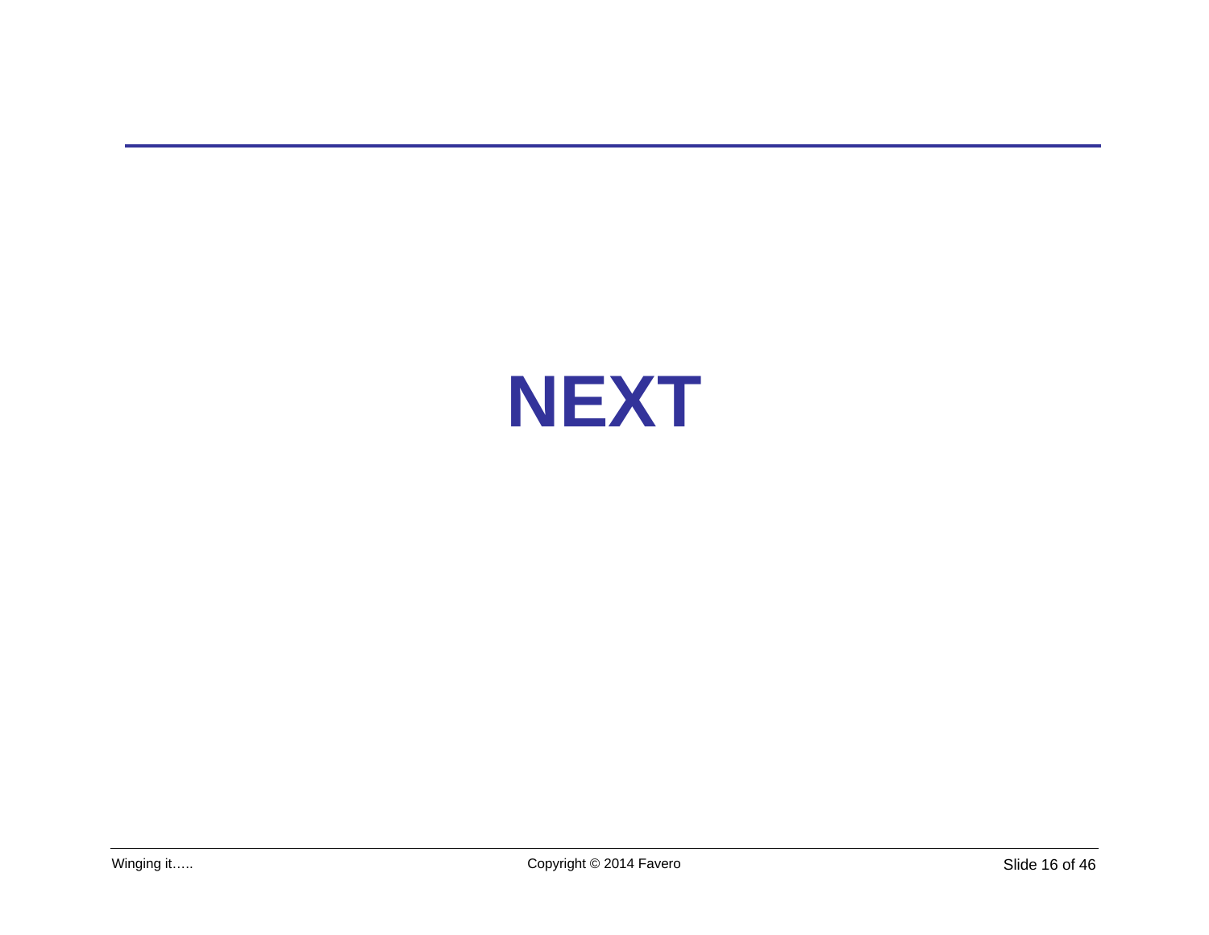# NEXT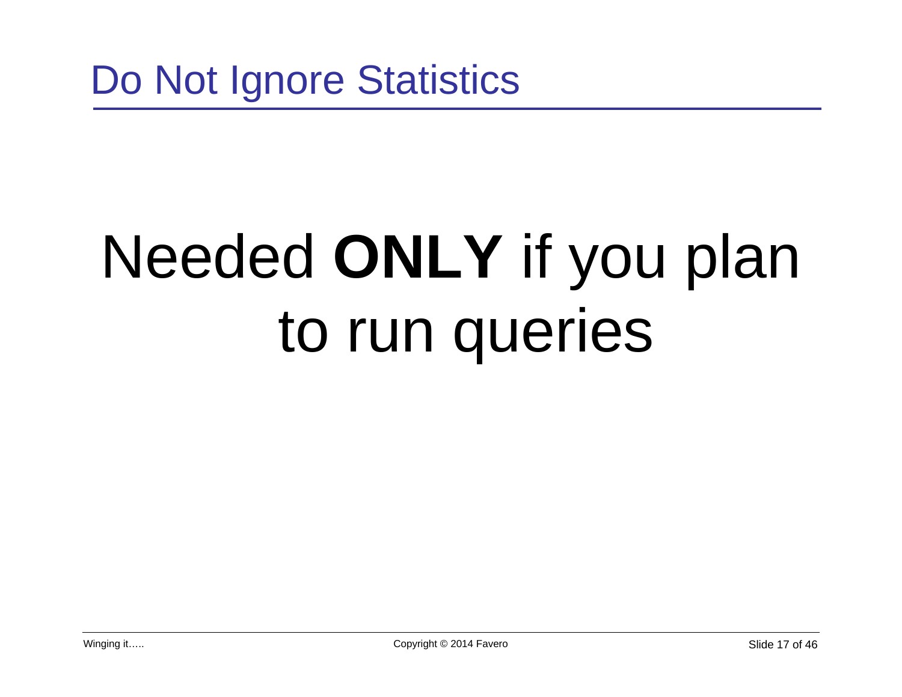# Do Not Ignore Statistics

Needed **ONLY** if you plan to run queries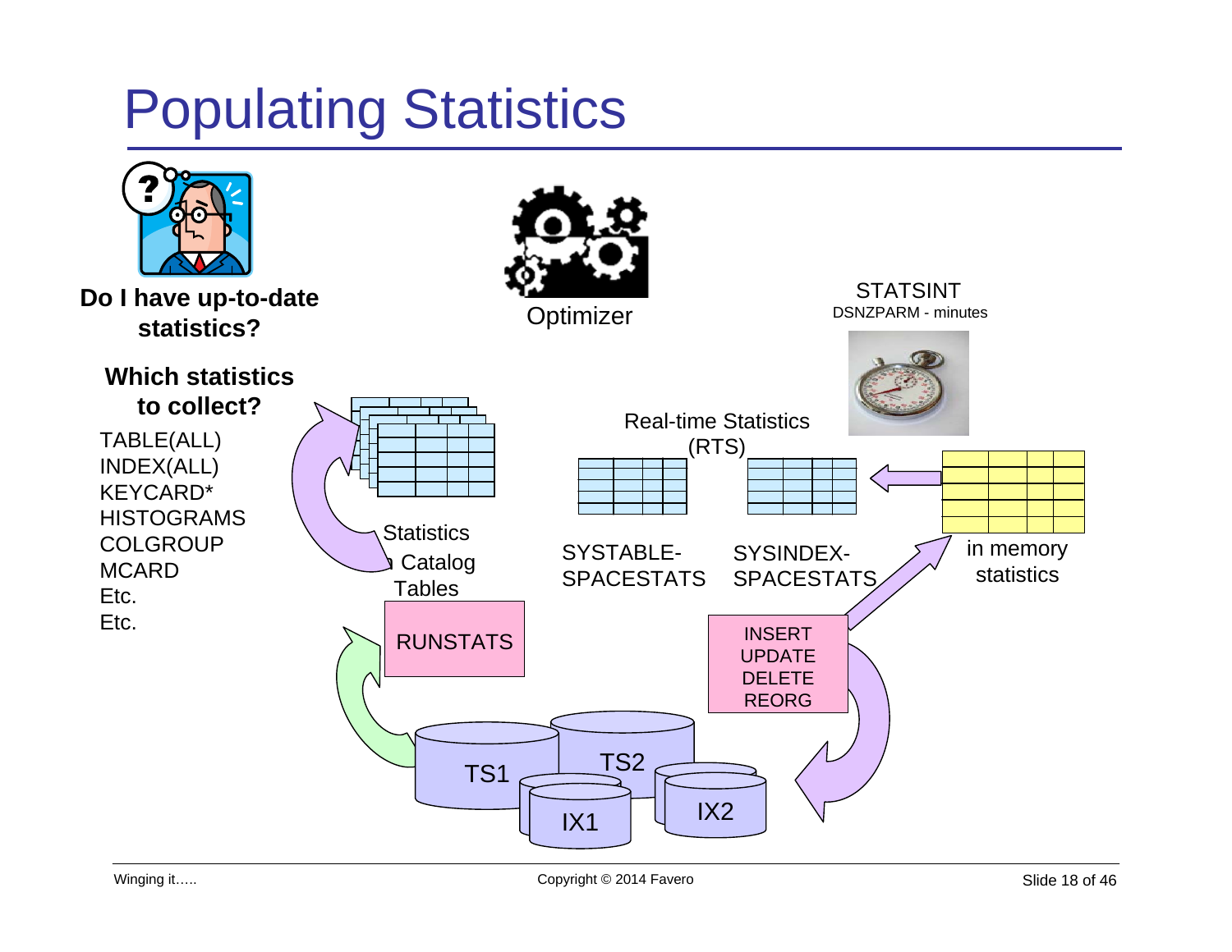# Populating Statistics

**Do I have up-to-date statistics?**

**Which statistics to collect?**

- TABLE(ALL)
- INDEX(ALL)
- KEYCARD*
- HISTOGRAMS
- COLGROUP
- MCARD
- Etc.
- Etc.

Optimizer

STATSINT
DSNZPARM - minutes

Real-time Statistics (RTS)

Statistics in Catalog Tables

SYSTABLE-SPACESTATS

SYSINDEX-SPACESTATS

in memory statistics

RUNSTATS

INSERT
UPDATE
DELETE
REORG

TS1 TS2 IX1 IX2

Winging it…..

Copyright © 2014 Favero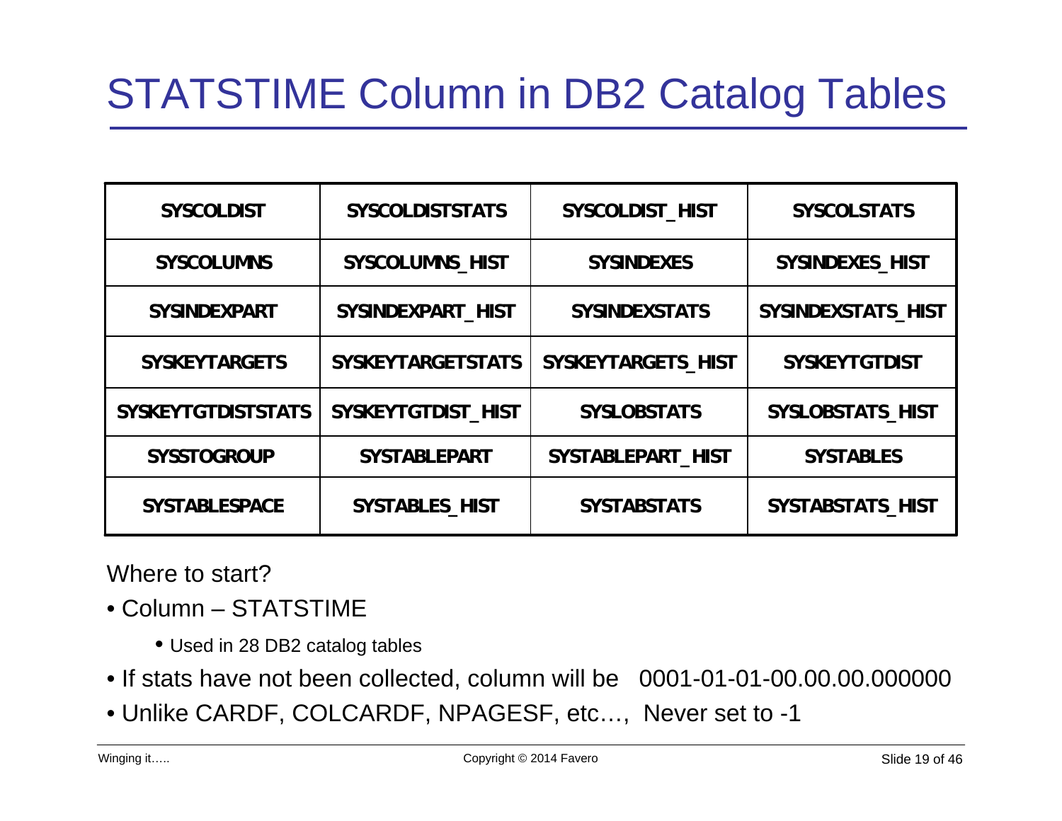# STATSTIME Column in DB2 Catalog Tables

| SYSCOLDIST | SYSCOLDISTSTATS | SYSCOLDIST_HIST | SYSCOLSTATS |
|---|---|---|---|
| SYSCOLUMNS | SYSCOLUMNS_HIST | SYSINDEXES | SYSINDEXES_HIST |
| SYSINDEXPART | SYSINDEXPART_HIST | SYSINDEXSTATS | SYSINDEXSTATS_HIST |
| SYSKEYTARGETS | SYSKEYTARGETSTATS | SYSKEYTARGETS_HIST | SYSKEYTGTDIST |
| SYSKEYTGTDISTSTATS | SYSKEYTGTDIST_HIST | SYSLOBSTATS | SYSLOBSTATS_HIST |
| SYSSTOGROUP | SYSTABLEPART | SYSTABLEPART_HIST | SYSTABLES |
| SYSTABLESPACE | SYSTABLES_HIST | SYSTABSTATS | SYSTABSTATS_HIST |

Where to start?

- Column – STATSTIME
  - Used in 28 DB2 catalog tables
- If stats have not been collected, column will be 0001-01-01-00.00.00.000000
- Unlike CARDF, COLCARDF, NPAGESF, etc…, Never set to -1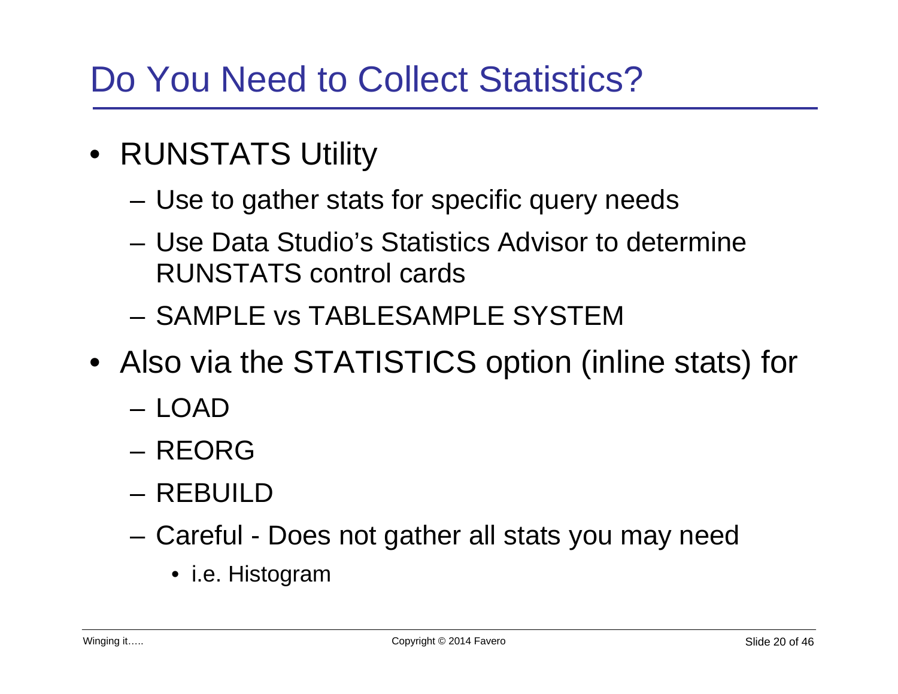# Do You Need to Collect Statistics?

- RUNSTATS Utility
  - Use to gather stats for specific query needs
  - Use Data Studio's Statistics Advisor to determine RUNSTATS control cards
  - SAMPLE vs TABLESAMPLE SYSTEM
- Also via the STATISTICS option (inline stats) for
  - LOAD
  - REORG
  - REBUILD
  - Careful - Does not gather all stats you may need
    - i.e. Histogram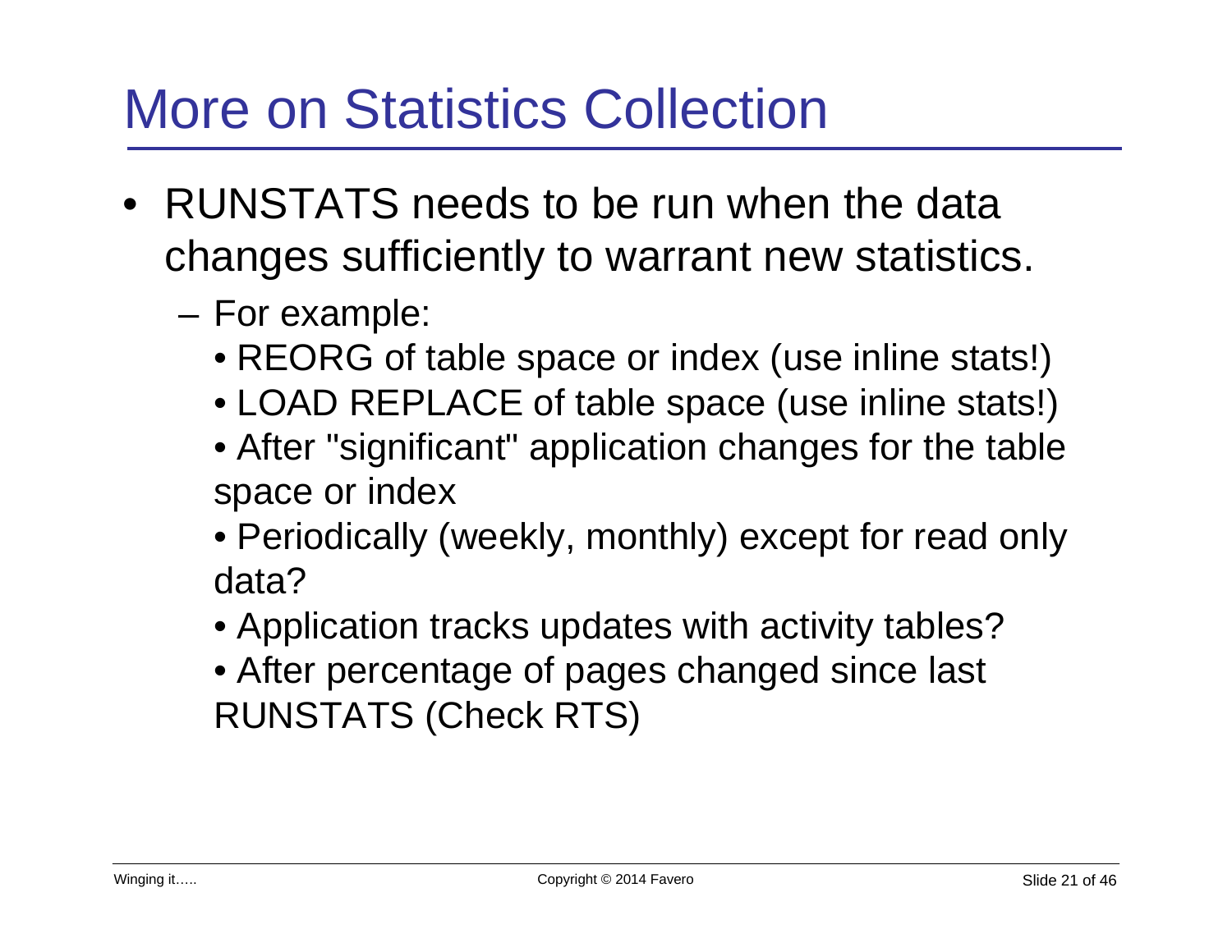# More on Statistics Collection

- RUNSTATS needs to be run when the data changes sufficiently to warrant new statistics.
  - For example:
    - REORG of table space or index (use inline stats!)
    - LOAD REPLACE of table space (use inline stats!)
    - After "significant" application changes for the table space or index
    - Periodically (weekly, monthly) except for read only data?
    - Application tracks updates with activity tables?
    - After percentage of pages changed since last RUNSTATS (Check RTS)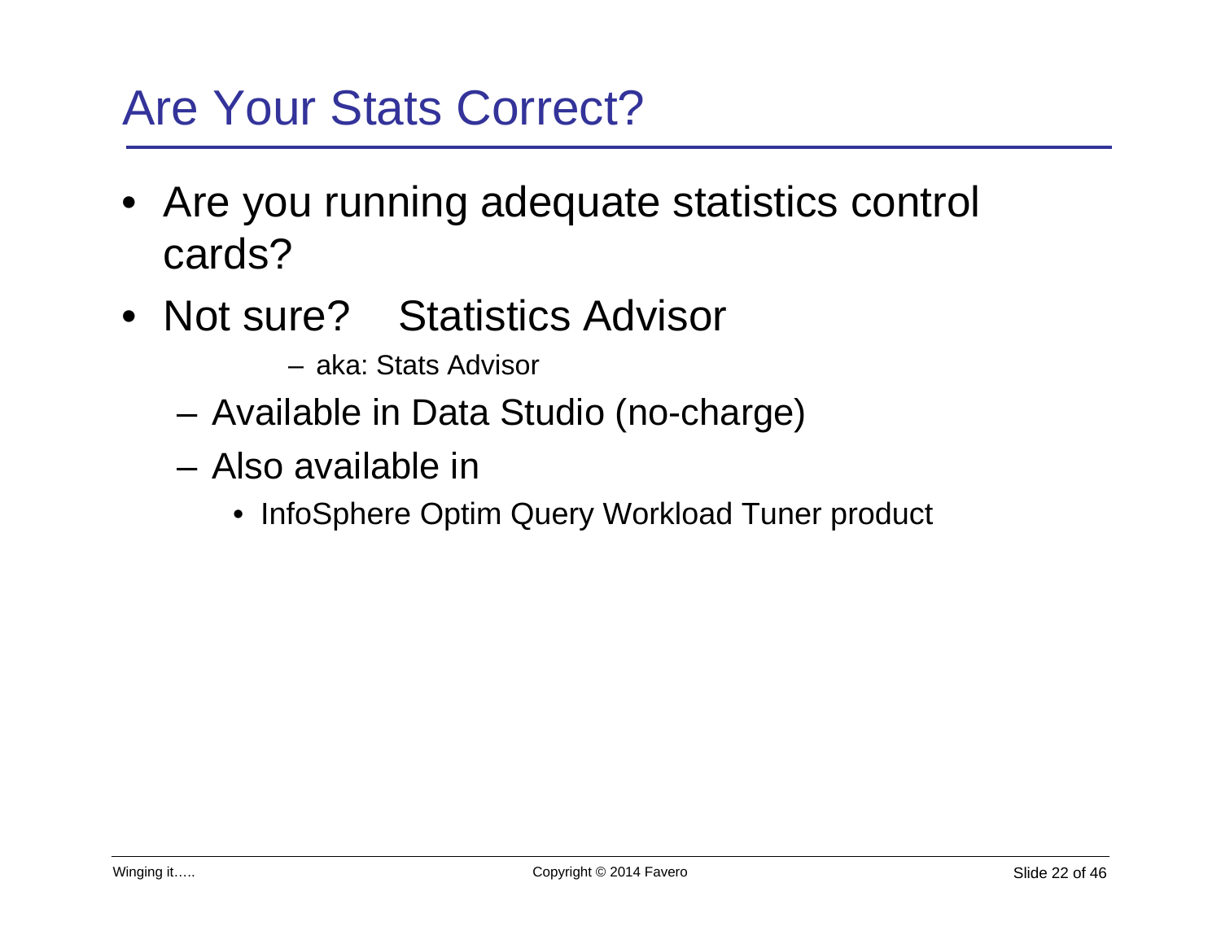# Are Your Stats Correct?

- Are you running adequate statistics control cards?
- Not sure? Statistics Advisor
  - aka: Stats Advisor
  - Available in Data Studio (no-charge)
  - Also available in
    - InfoSphere Optim Query Workload Tuner product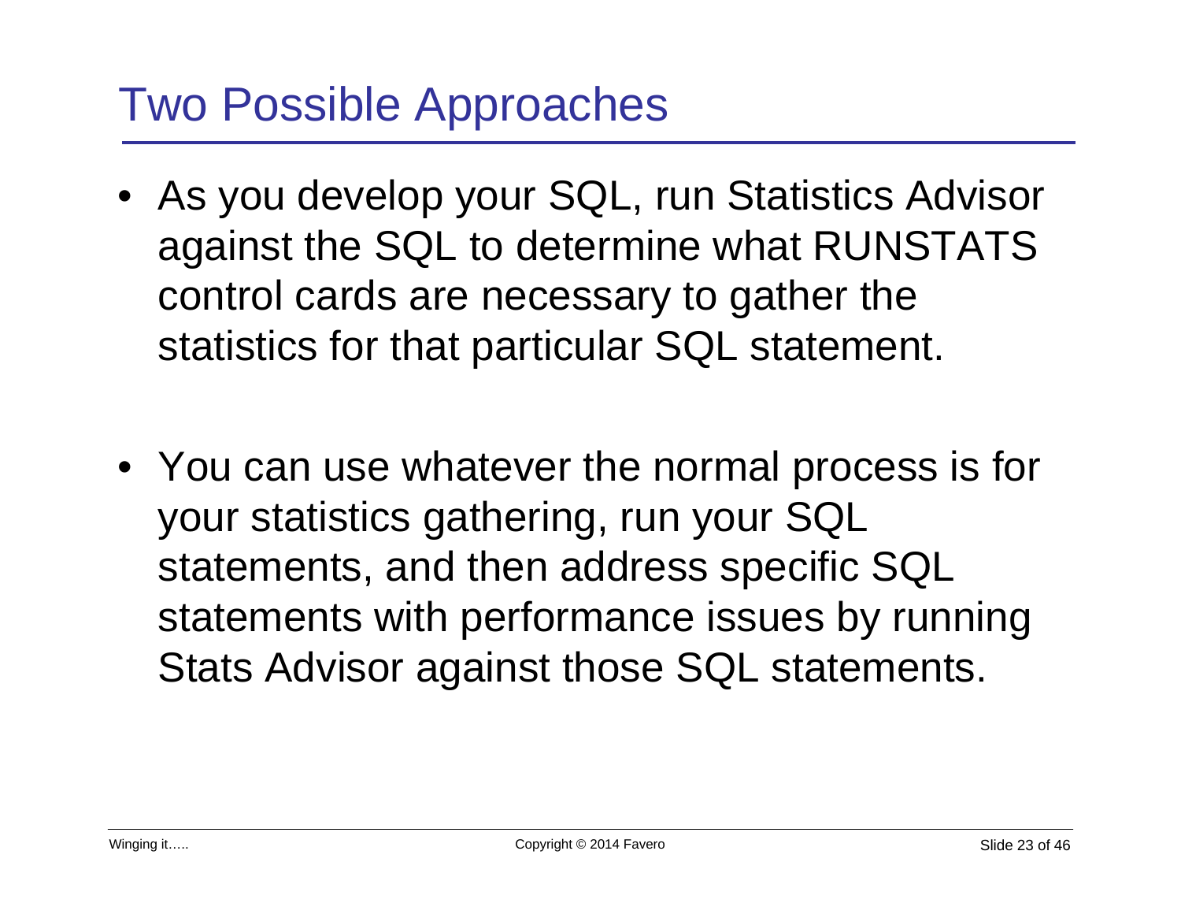# Two Possible Approaches

- As you develop your SQL, run Statistics Advisor against the SQL to determine what RUNSTATS control cards are necessary to gather the statistics for that particular SQL statement.

- You can use whatever the normal process is for your statistics gathering, run your SQL statements, and then address specific SQL statements with performance issues by running Stats Advisor against those SQL statements.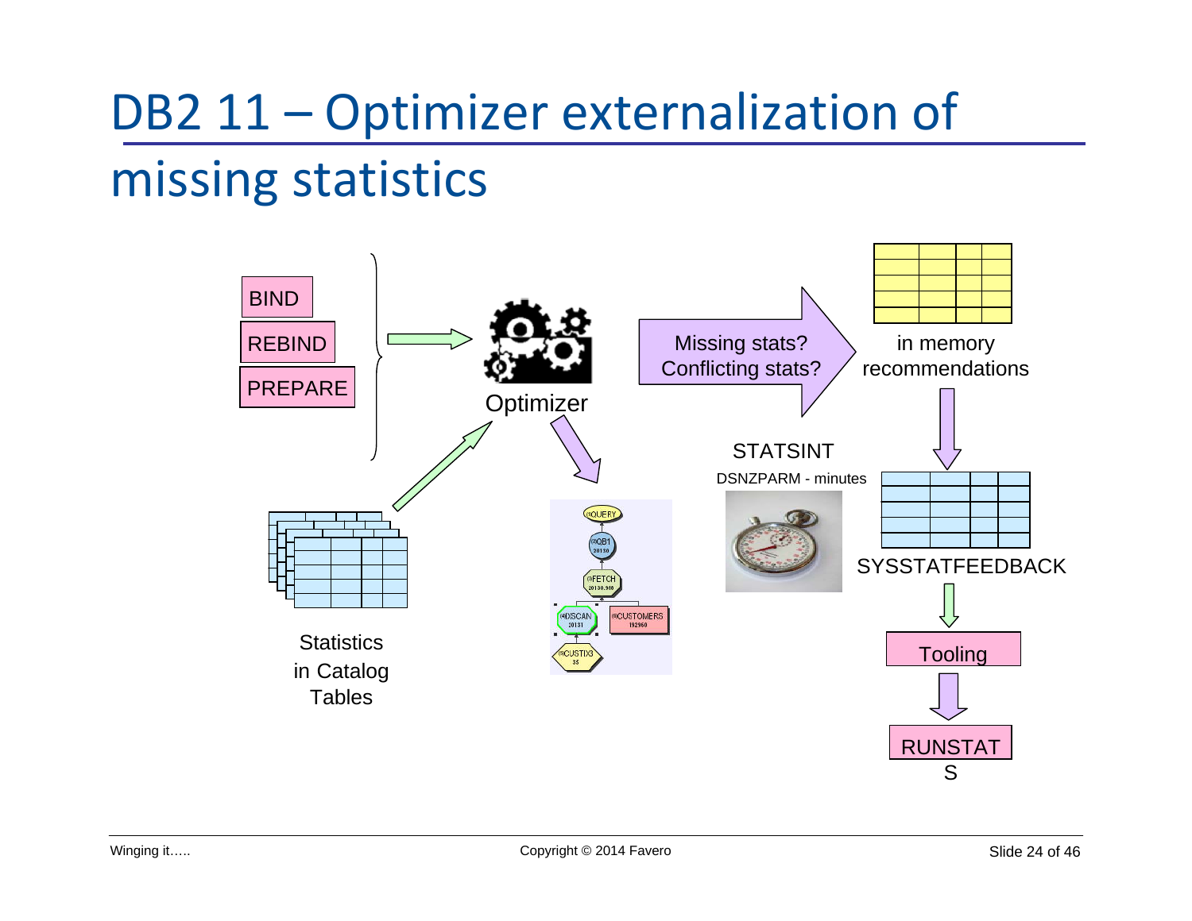# DB2 11 – Optimizer externalization of missing statistics

BIND

REBIND

PREPARE

Optimizer

Statistics in Catalog Tables

Missing stats? Conflicting stats?

in memory recommendations

STATSINT

DSNZPARM - minutes

SYSSTATFEEDBACK

Tooling

RUNSTATS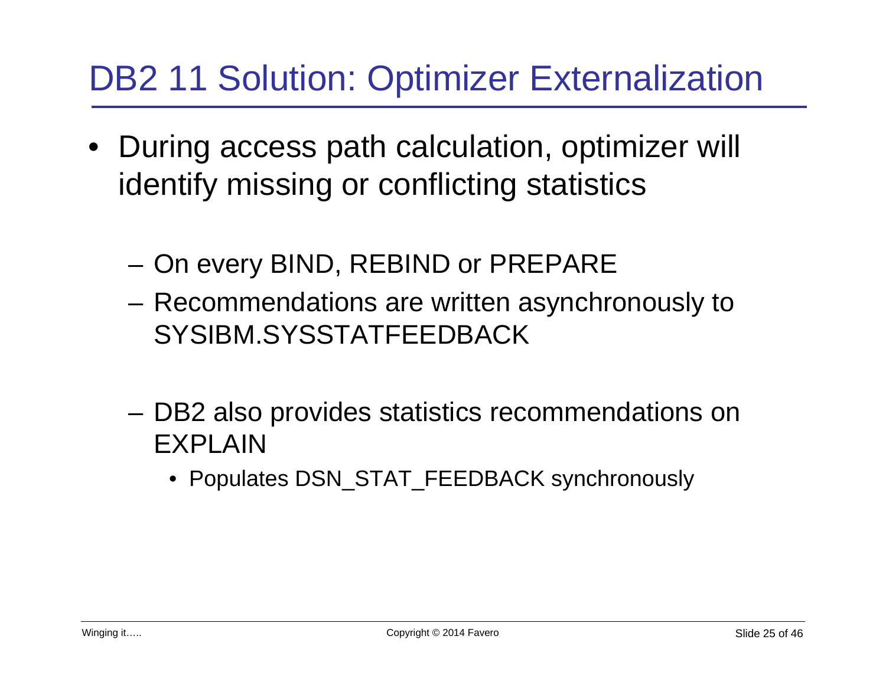# DB2 11 Solution: Optimizer Externalization

- During access path calculation, optimizer will identify missing or conflicting statistics
  - On every BIND, REBIND or PREPARE
  - Recommendations are written asynchronously to SYSIBM.SYSSTATFEEDBACK
  - DB2 also provides statistics recommendations on EXPLAIN
    - Populates DSN_STAT_FEEDBACK synchronously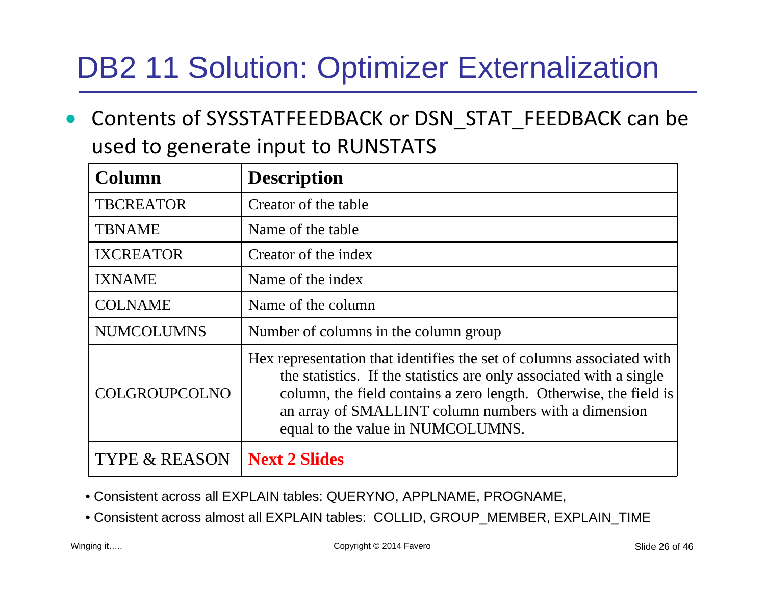# DB2 11 Solution: Optimizer Externalization

- Contents of SYSSTATFEEDBACK or DSN_STAT_FEEDBACK can be used to generate input to RUNSTATS

| Column | Description |
|---|---|
| TBCREATOR | Creator of the table |
| TBNAME | Name of the table |
| IXCREATOR | Creator of the index |
| IXNAME | Name of the index |
| COLNAME | Name of the column |
| NUMCOLUMNS | Number of columns in the column group |
| COLGROUPCOLNO | Hex representation that identifies the set of columns associated with the statistics. If the statistics are only associated with a single column, the field contains a zero length. Otherwise, the field is an array of SMALLINT column numbers with a dimension equal to the value in NUMCOLUMNS. |
| TYPE & REASON | **Next 2 Slides** |

- Consistent across all EXPLAIN tables: QUERYNO, APPLNAME, PROGNAME,
- Consistent across almost all EXPLAIN tables: COLLID, GROUP_MEMBER, EXPLAIN_TIME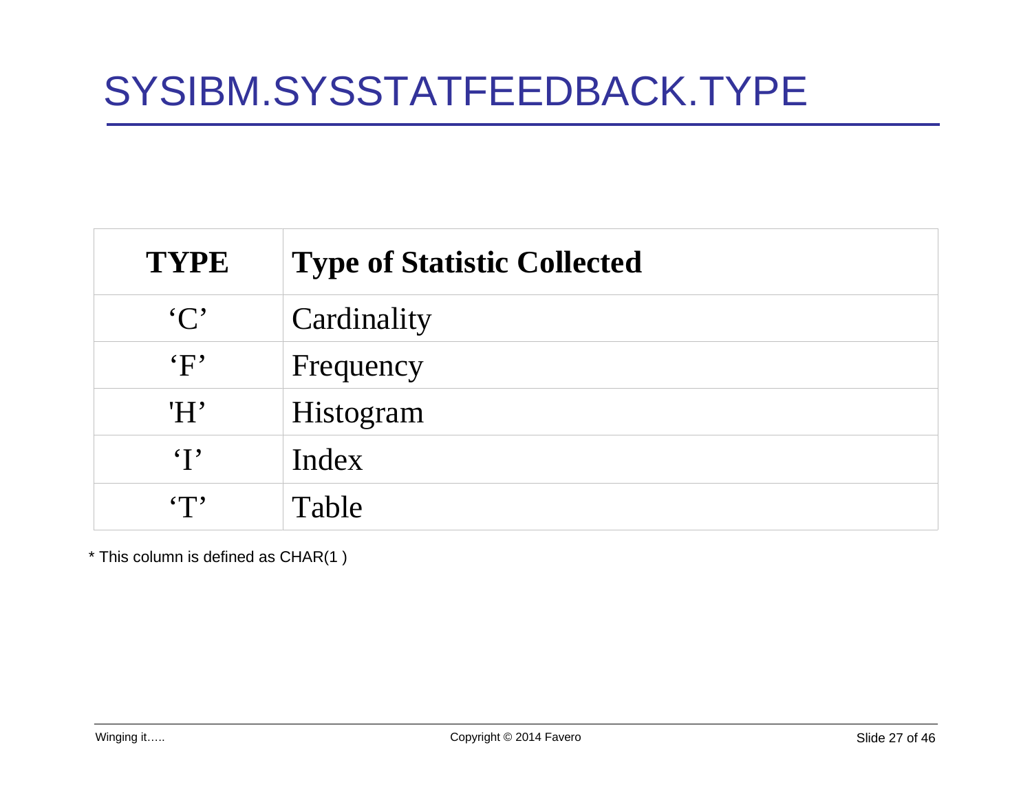# SYSIBM.SYSSTATFEEDBACK.TYPE

| TYPE | Type of Statistic Collected |
|---|---|
| ‘C’ | Cardinality |
| ‘F’ | Frequency |
| 'H’ | Histogram |
| ‘I’ | Index |
| ‘T’ | Table |

* This column is defined as CHAR(1 )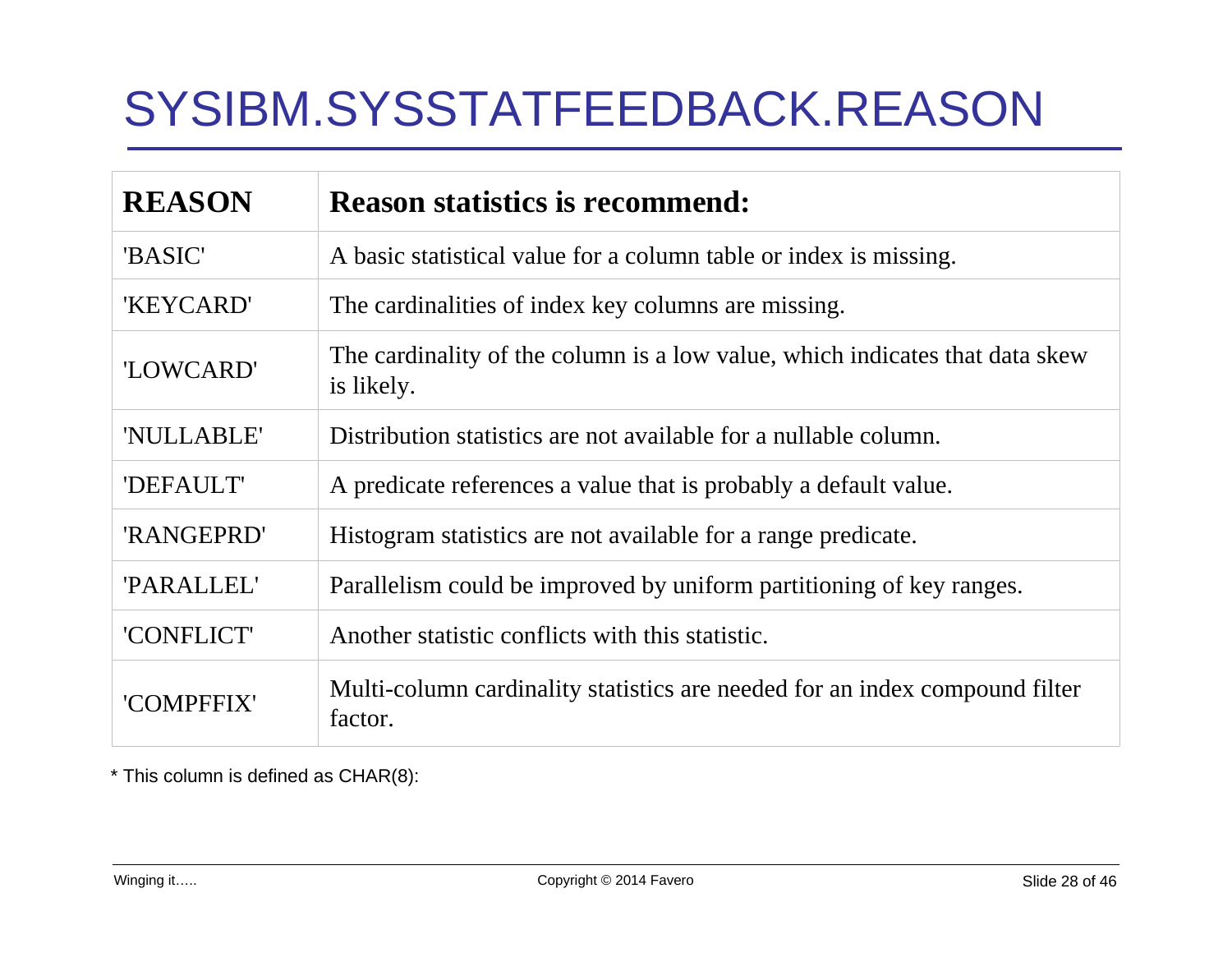# SYSIBM.SYSSTATFEEDBACK.REASON

| REASON | Reason statistics is recommend: |
|---|---|
| 'BASIC' | A basic statistical value for a column table or index is missing. |
| 'KEYCARD' | The cardinalities of index key columns are missing. |
| 'LOWCARD' | The cardinality of the column is a low value, which indicates that data skew is likely. |
| 'NULLABLE' | Distribution statistics are not available for a nullable column. |
| 'DEFAULT' | A predicate references a value that is probably a default value. |
| 'RANGEPRD' | Histogram statistics are not available for a range predicate. |
| 'PARALLEL' | Parallelism could be improved by uniform partitioning of key ranges. |
| 'CONFLICT' | Another statistic conflicts with this statistic. |
| 'COMPFFIX' | Multi-column cardinality statistics are needed for an index compound filter factor. |

* This column is defined as CHAR(8):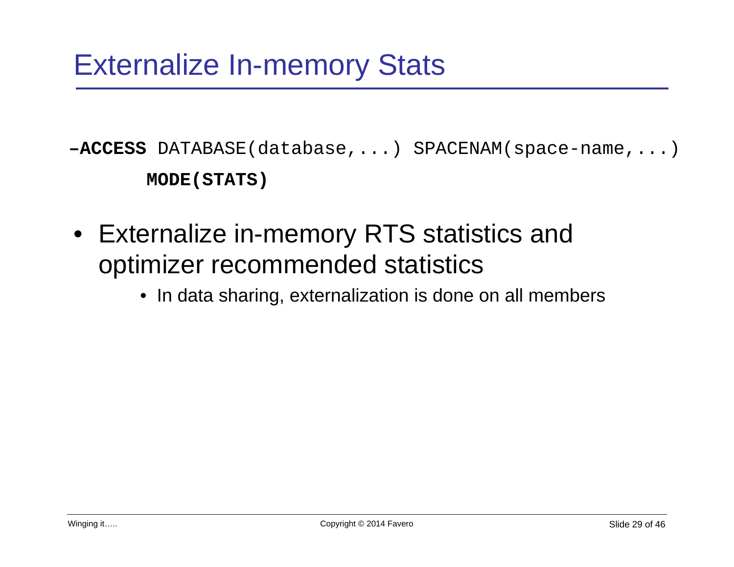# Externalize In-memory Stats

```
-ACCESS DATABASE(database,...) SPACENAM(space-name,...)
      MODE(STATS)
```

- Externalize in-memory RTS statistics and optimizer recommended statistics
  - In data sharing, externalization is done on all members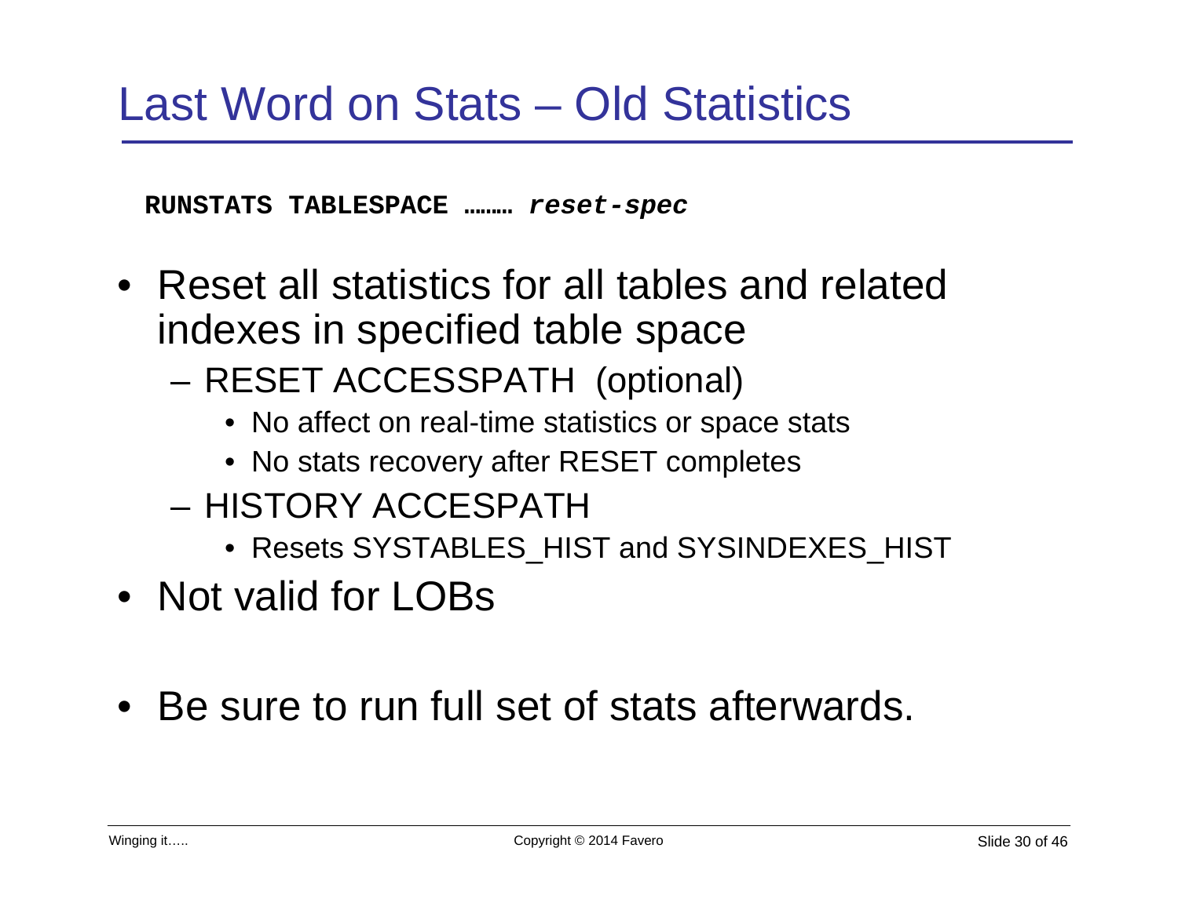# Last Word on Stats – Old Statistics

```
RUNSTATS TABLESPACE ……… reset-spec
```

- Reset all statistics for all tables and related indexes in specified table space
  - RESET ACCESSPATH (optional)
    - No affect on real-time statistics or space stats
    - No stats recovery after RESET completes
  - HISTORY ACCESPATH
    - Resets SYSTABLES_HIST and SYSINDEXES_HIST
- Not valid for LOBs

- Be sure to run full set of stats afterwards.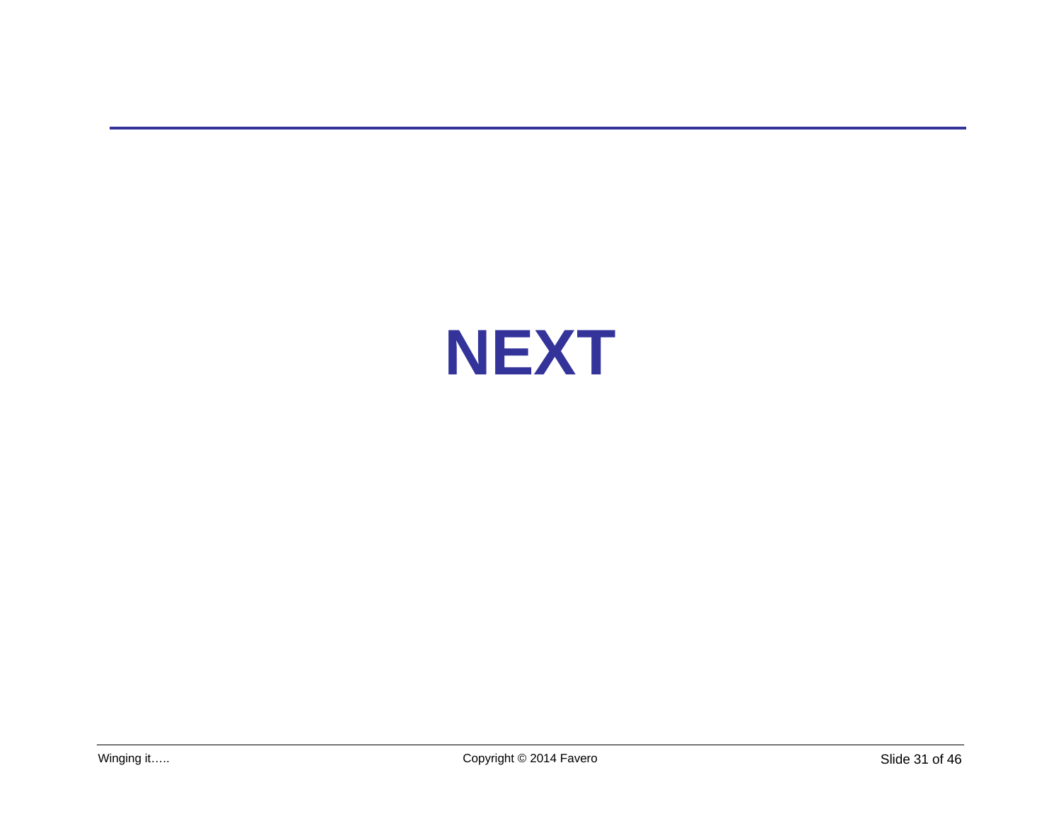# NEXT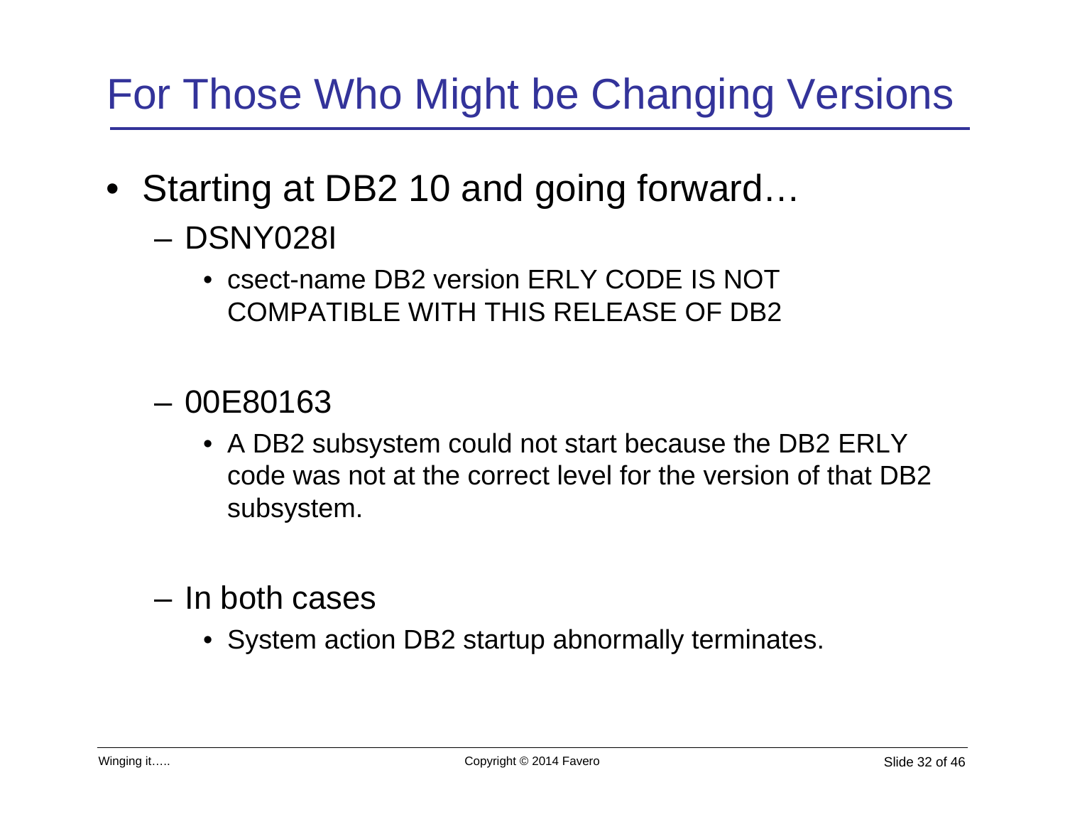# For Those Who Might be Changing Versions

- Starting at DB2 10 and going forward…
  - DSNY028I
    - csect-name DB2 version ERLY CODE IS NOT COMPATIBLE WITH THIS RELEASE OF DB2
  - 00E80163
    - A DB2 subsystem could not start because the DB2 ERLY code was not at the correct level for the version of that DB2 subsystem.
  - In both cases
    - System action DB2 startup abnormally terminates.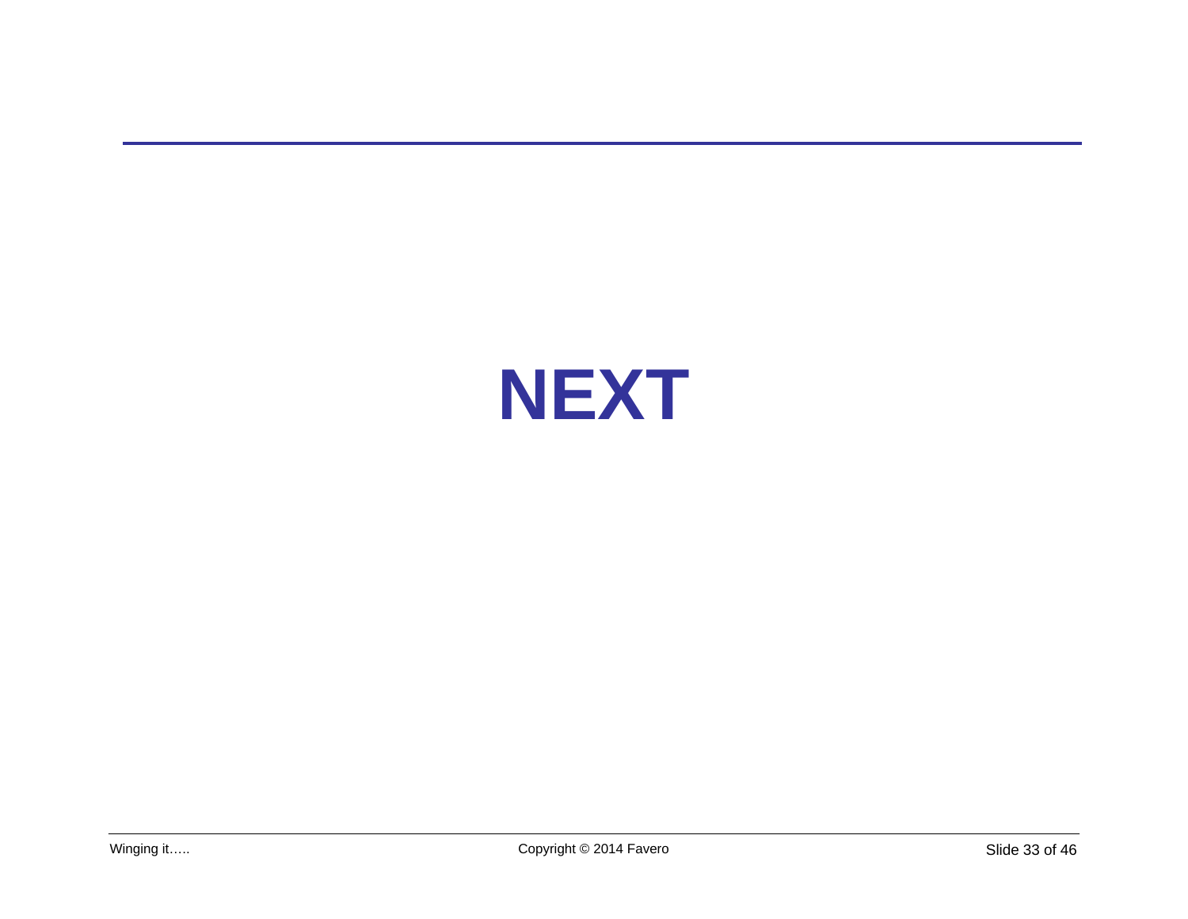# NEXT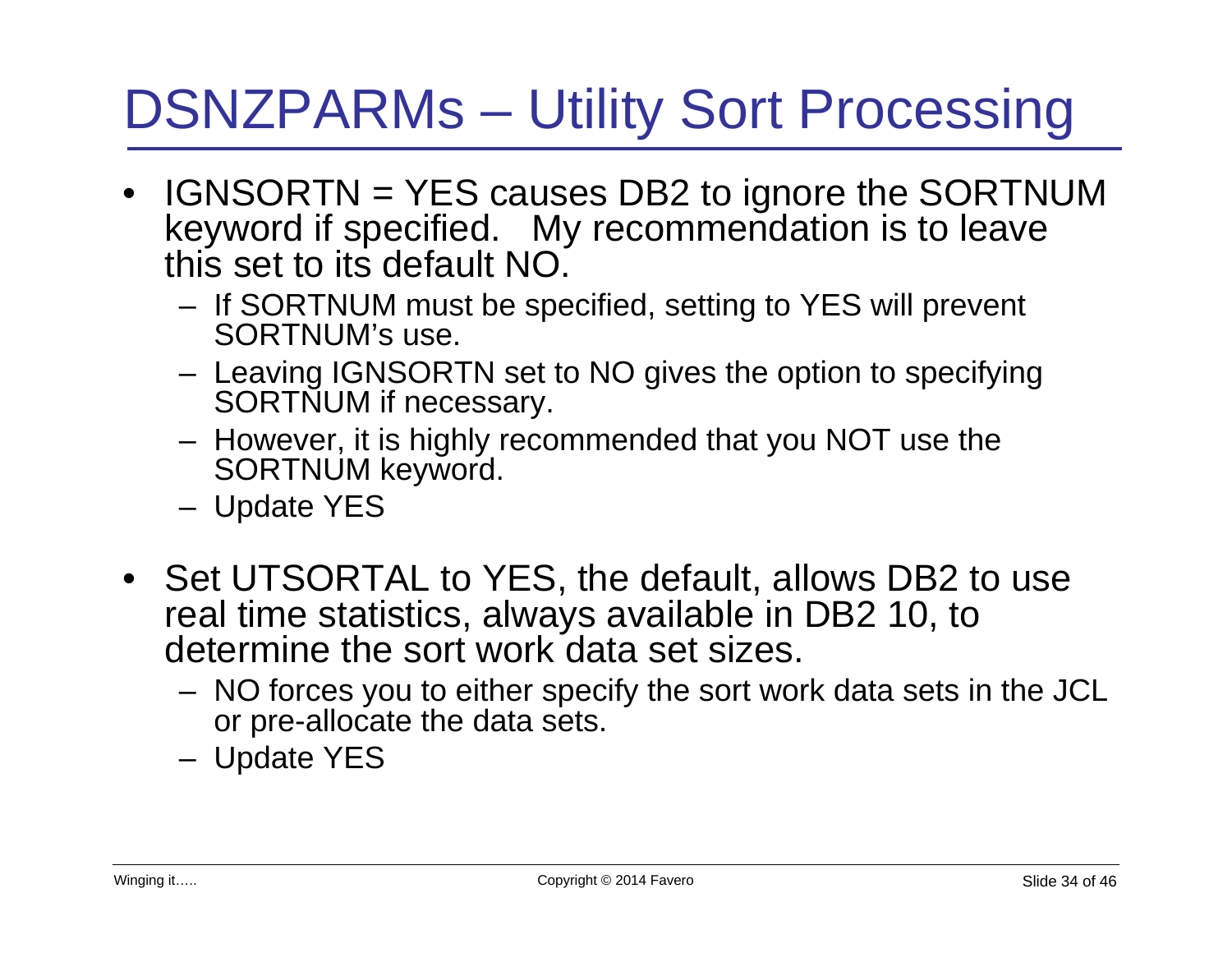# DSNZPARMs – Utility Sort Processing

- IGNSORTN = YES causes DB2 to ignore the SORTNUM keyword if specified. My recommendation is to leave this set to its default NO.
  - If SORTNUM must be specified, setting to YES will prevent SORTNUM's use.
  - Leaving IGNSORTN set to NO gives the option to specifying SORTNUM if necessary.
  - However, it is highly recommended that you NOT use the SORTNUM keyword.
  - Update YES
- Set UTSORTAL to YES, the default, allows DB2 to use real time statistics, always available in DB2 10, to determine the sort work data set sizes.
  - NO forces you to either specify the sort work data sets in the JCL or pre-allocate the data sets.
  - Update YES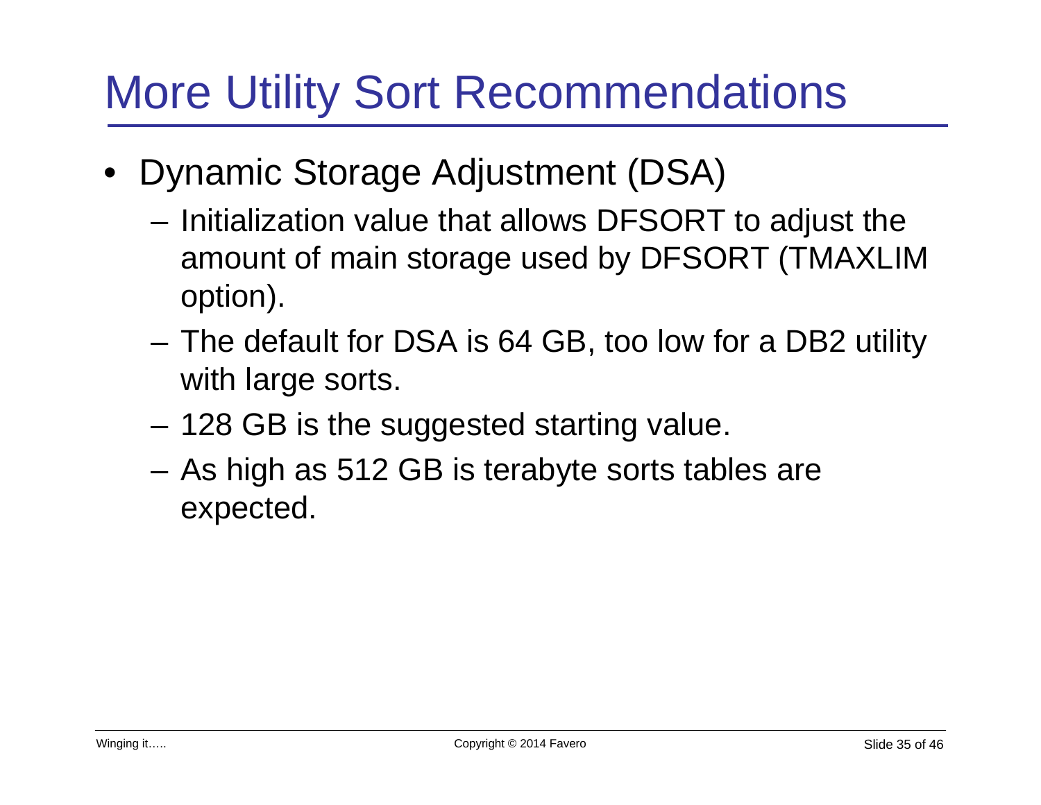# More Utility Sort Recommendations

- Dynamic Storage Adjustment (DSA)
  - Initialization value that allows DFSORT to adjust the amount of main storage used by DFSORT (TMAXLIM option).
  - The default for DSA is 64 GB, too low for a DB2 utility with large sorts.
  - 128 GB is the suggested starting value.
  - As high as 512 GB is terabyte sorts tables are expected.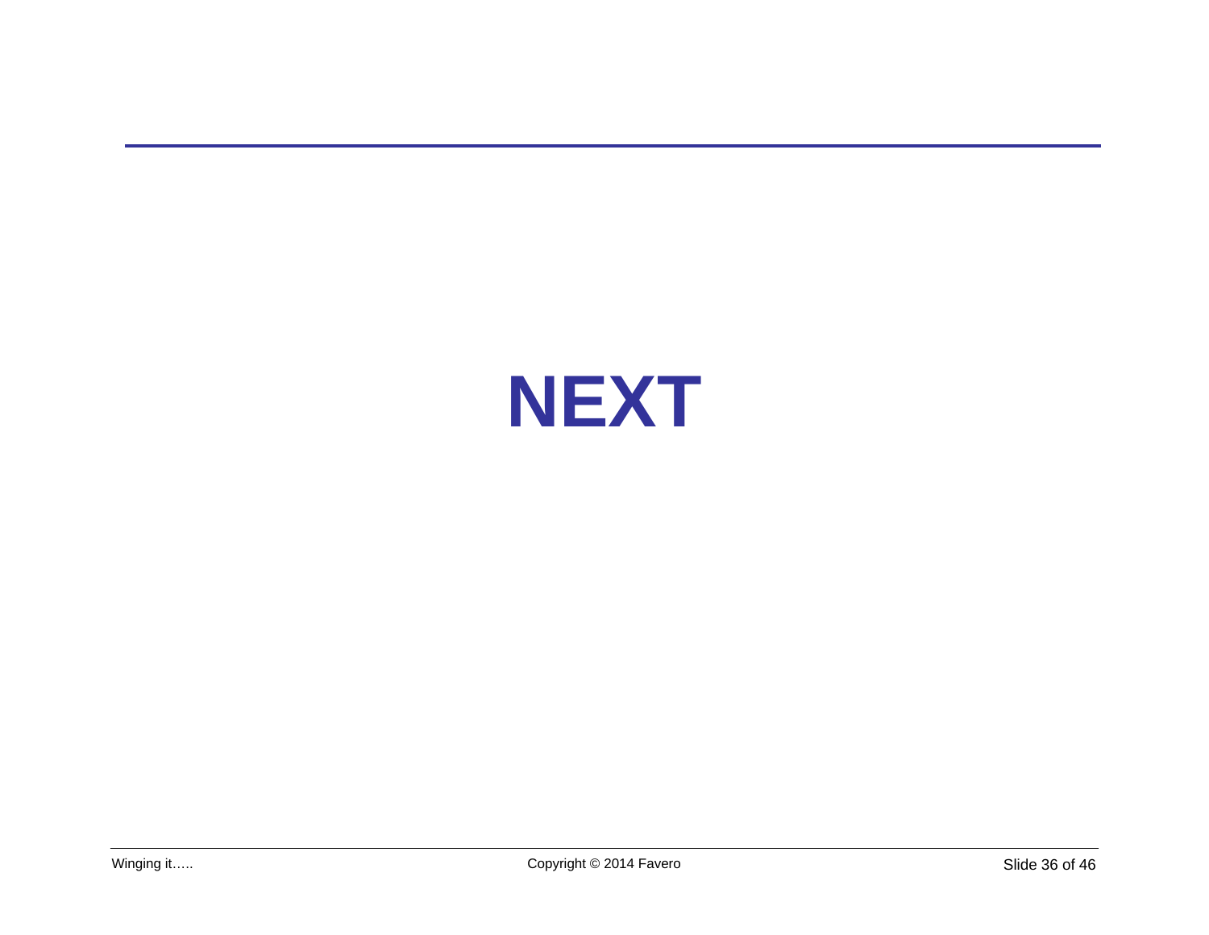# NEXT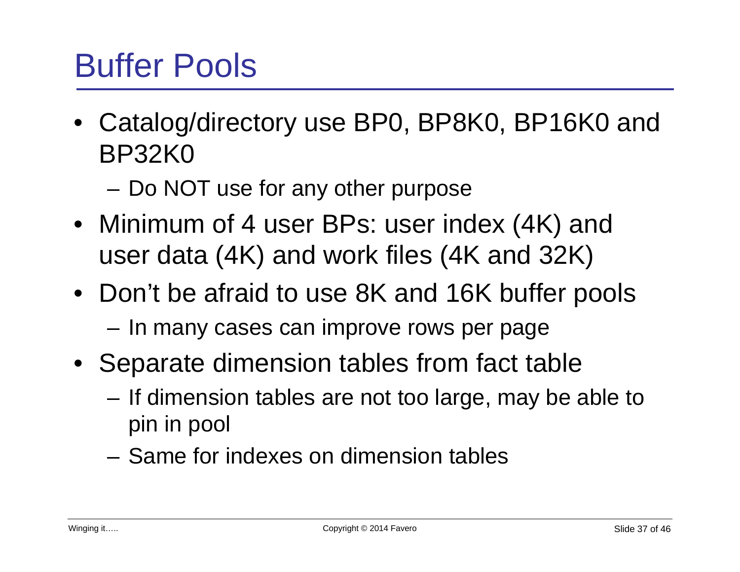# Buffer Pools

- Catalog/directory use BP0, BP8K0, BP16K0 and BP32K0
  - Do NOT use for any other purpose
- Minimum of 4 user BPs: user index (4K) and user data (4K) and work files (4K and 32K)
- Don't be afraid to use 8K and 16K buffer pools
  - In many cases can improve rows per page
- Separate dimension tables from fact table
  - If dimension tables are not too large, may be able to pin in pool
  - Same for indexes on dimension tables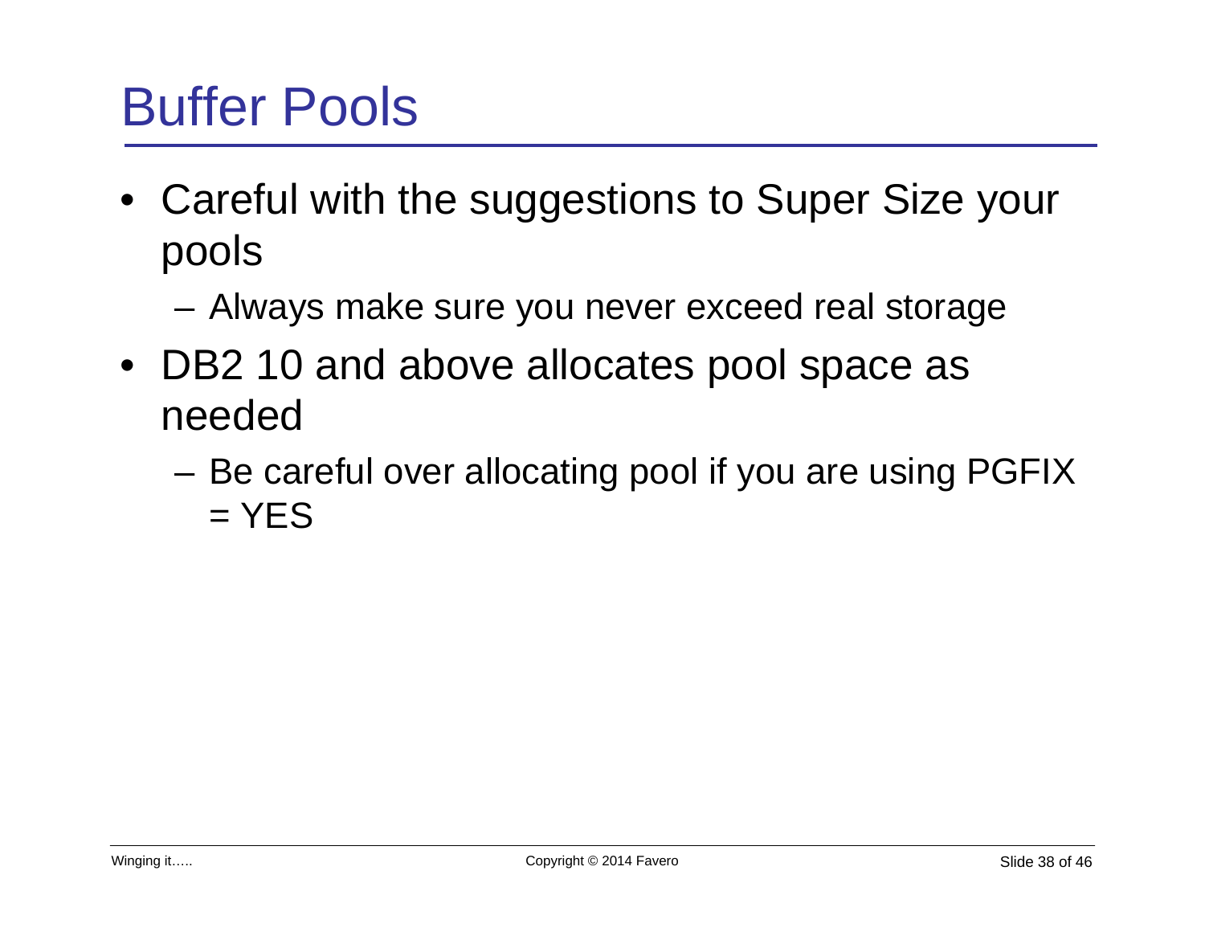# Buffer Pools

- Careful with the suggestions to Super Size your pools
  - Always make sure you never exceed real storage
- DB2 10 and above allocates pool space as needed
  - Be careful over allocating pool if you are using PGFIX = YES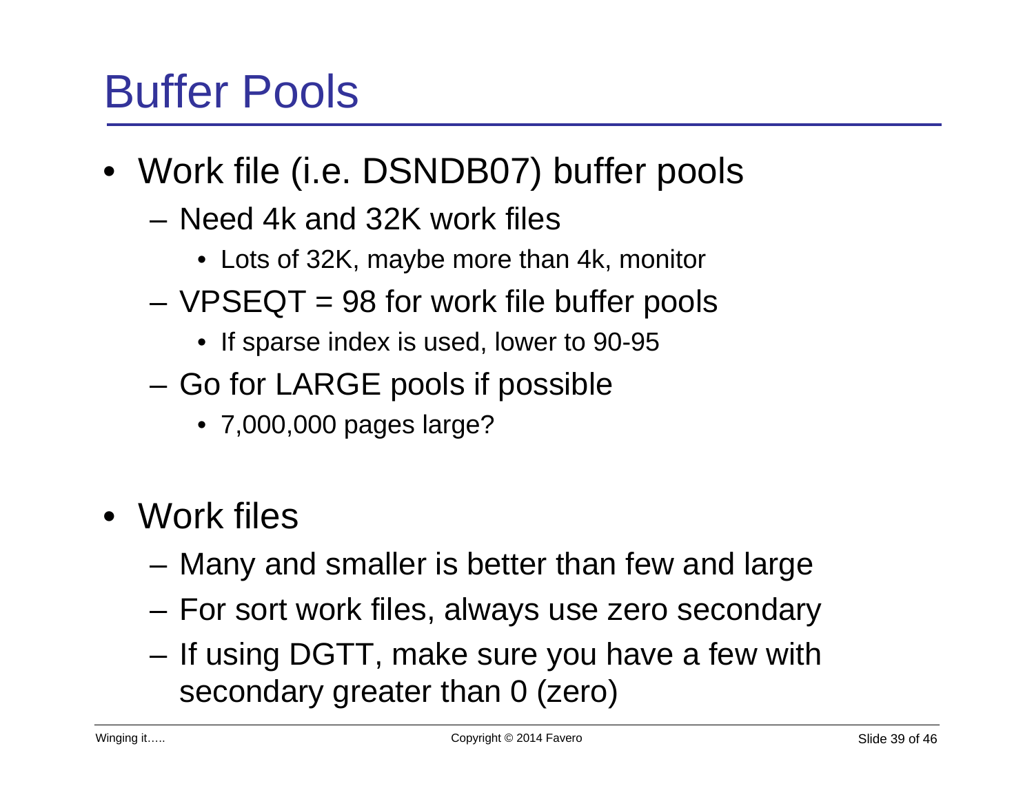# Buffer Pools

- Work file (i.e. DSNDB07) buffer pools
  - Need 4k and 32K work files
    - Lots of 32K, maybe more than 4k, monitor
  - VPSEQT = 98 for work file buffer pools
    - If sparse index is used, lower to 90-95
  - Go for LARGE pools if possible
    - 7,000,000 pages large?

- Work files
  - Many and smaller is better than few and large
  - For sort work files, always use zero secondary
  - If using DGTT, make sure you have a few with secondary greater than 0 (zero)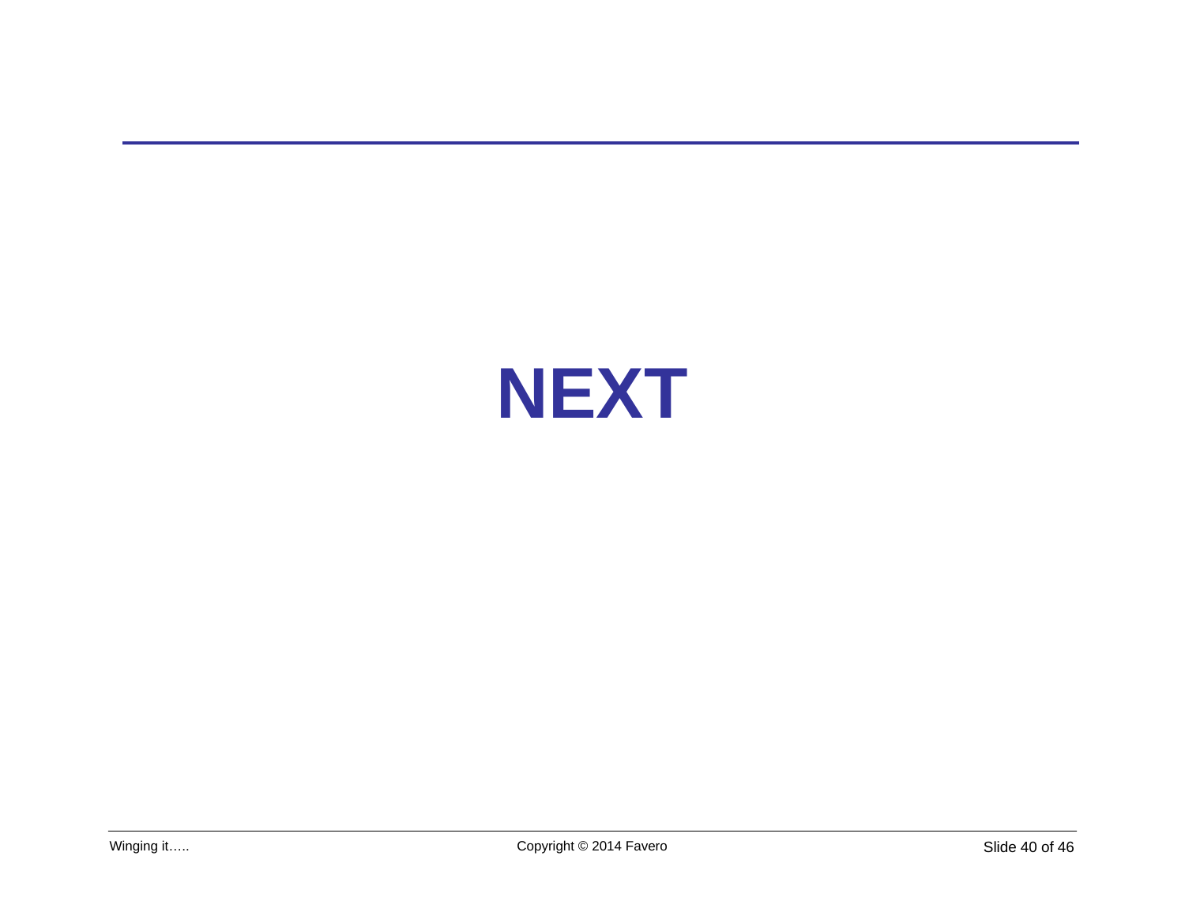# NEXT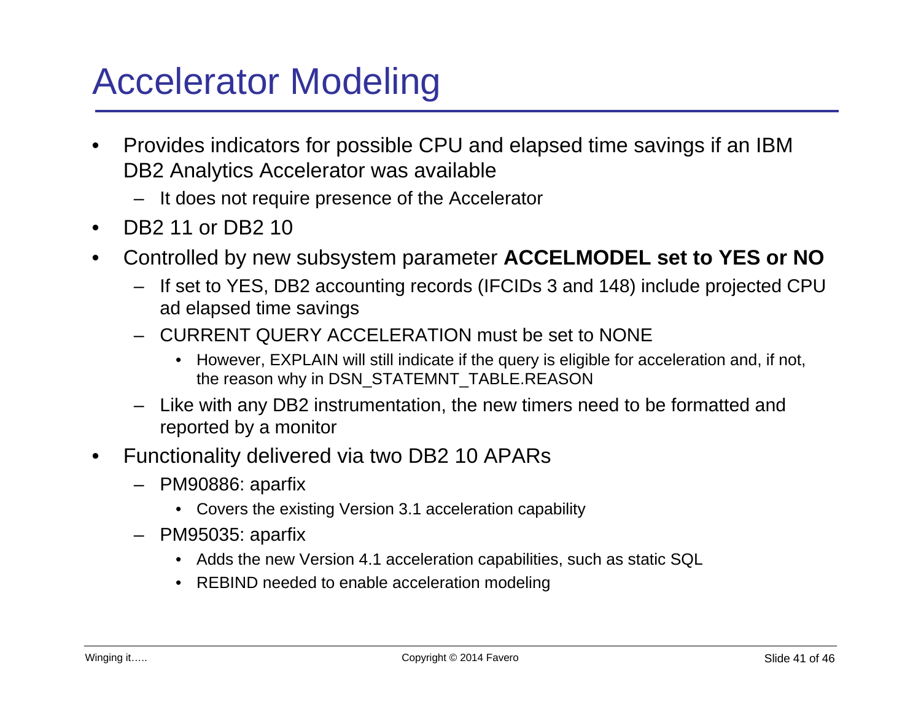# Accelerator Modeling

- Provides indicators for possible CPU and elapsed time savings if an IBM DB2 Analytics Accelerator was available
  - It does not require presence of the Accelerator
- DB2 11 or DB2 10
- Controlled by new subsystem parameter **ACCELMODEL set to YES or NO**
  - If set to YES, DB2 accounting records (IFCIDs 3 and 148) include projected CPU ad elapsed time savings
  - CURRENT QUERY ACCELERATION must be set to NONE
    - However, EXPLAIN will still indicate if the query is eligible for acceleration and, if not, the reason why in DSN_STATEMNT_TABLE.REASON
  - Like with any DB2 instrumentation, the new timers need to be formatted and reported by a monitor
- Functionality delivered via two DB2 10 APARs
  - PM90886: aparfix
    - Covers the existing Version 3.1 acceleration capability
  - PM95035: aparfix
    - Adds the new Version 4.1 acceleration capabilities, such as static SQL
    - REBIND needed to enable acceleration modeling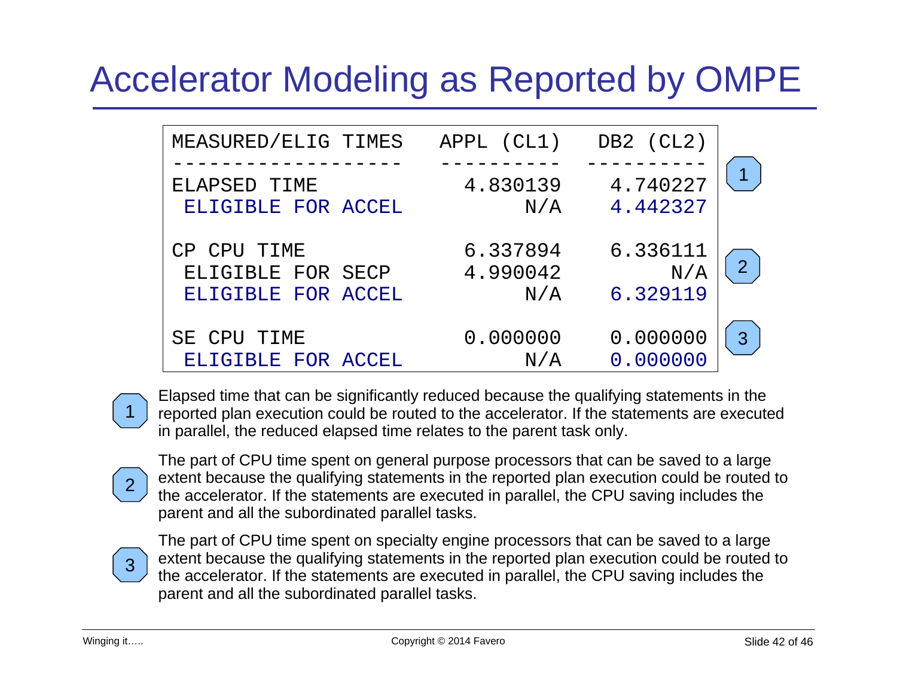# Accelerator Modeling as Reported by OMPE

```
MEASURED/ELIG TIMES      APPL (CL1)   DB2 (CL2)
-------------------      ----------   ----------
ELAPSED TIME               4.830139     4.740227    (1)
 ELIGIBLE FOR ACCEL             N/A     4.442327

CP CPU TIME                6.337894     6.336111    (2)
 ELIGIBLE FOR SECP         4.990042          N/A
 ELIGIBLE FOR ACCEL             N/A     6.329119

SE CPU TIME                0.000000     0.000000    (3)
 ELIGIBLE FOR ACCEL             N/A     0.000000
```

1. Elapsed time that can be significantly reduced because the qualifying statements in the reported plan execution could be routed to the accelerator. If the statements are executed in parallel, the reduced elapsed time relates to the parent task only.

2. The part of CPU time spent on general purpose processors that can be saved to a large extent because the qualifying statements in the reported plan execution could be routed to the accelerator. If the statements are executed in parallel, the CPU saving includes the parent and all the subordinated parallel tasks.

3. The part of CPU time spent on specialty engine processors that can be saved to a large extent because the qualifying statements in the reported plan execution could be routed to the accelerator. If the statements are executed in parallel, the CPU saving includes the parent and all the subordinated parallel tasks.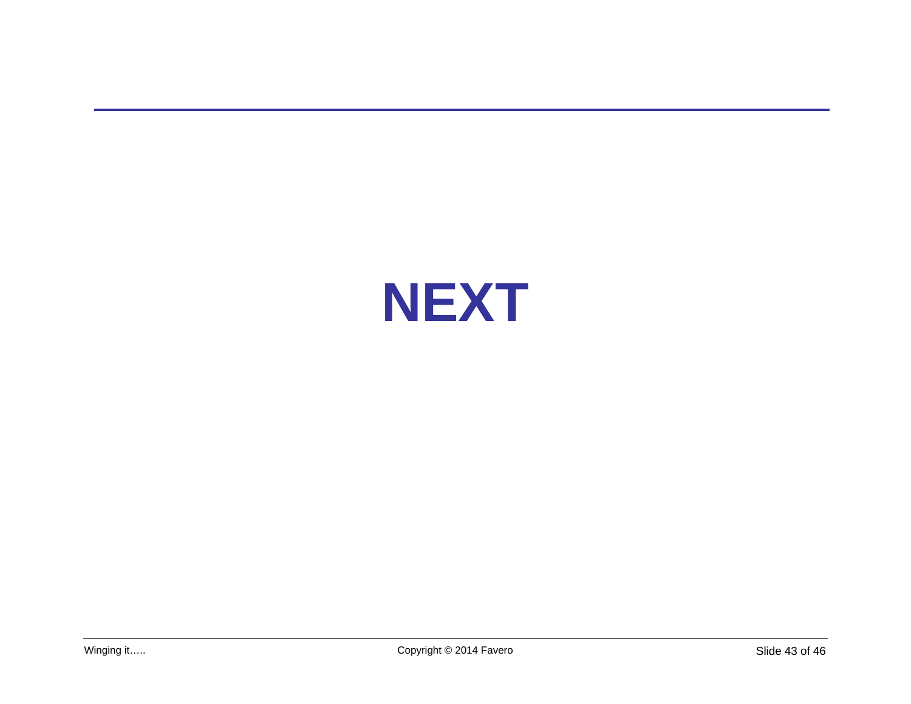# NEXT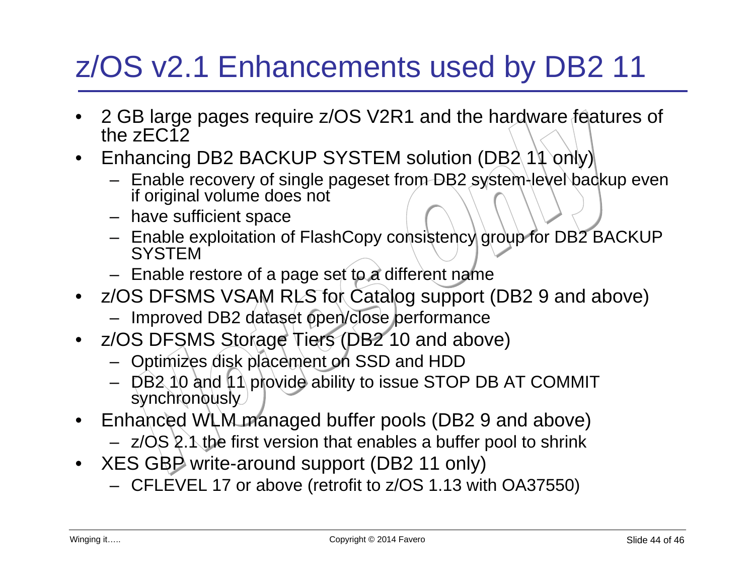# z/OS v2.1 Enhancements used by DB2 11

- 2 GB large pages require z/OS V2R1 and the hardware features of the zEC12
- Enhancing DB2 BACKUP SYSTEM solution (DB2 11 only)
  - Enable recovery of single pageset from DB2 system-level backup even if original volume does not
  - have sufficient space
  - Enable exploitation of FlashCopy consistency group for DB2 BACKUP SYSTEM
  - Enable restore of a page set to a different name
- z/OS DFSMS VSAM RLS for Catalog support (DB2 9 and above)
  - Improved DB2 dataset open/close performance
- z/OS DFSMS Storage Tiers (DB2 10 and above)
  - Optimizes disk placement on SSD and HDD
  - DB2 10 and 11 provide ability to issue STOP DB AT COMMIT synchronously
- Enhanced WLM managed buffer pools (DB2 9 and above)
  - z/OS 2.1 the first version that enables a buffer pool to shrink
- XES GBP write-around support (DB2 11 only)
  - CFLEVEL 17 or above (retrofit to z/OS 1.13 with OA37550)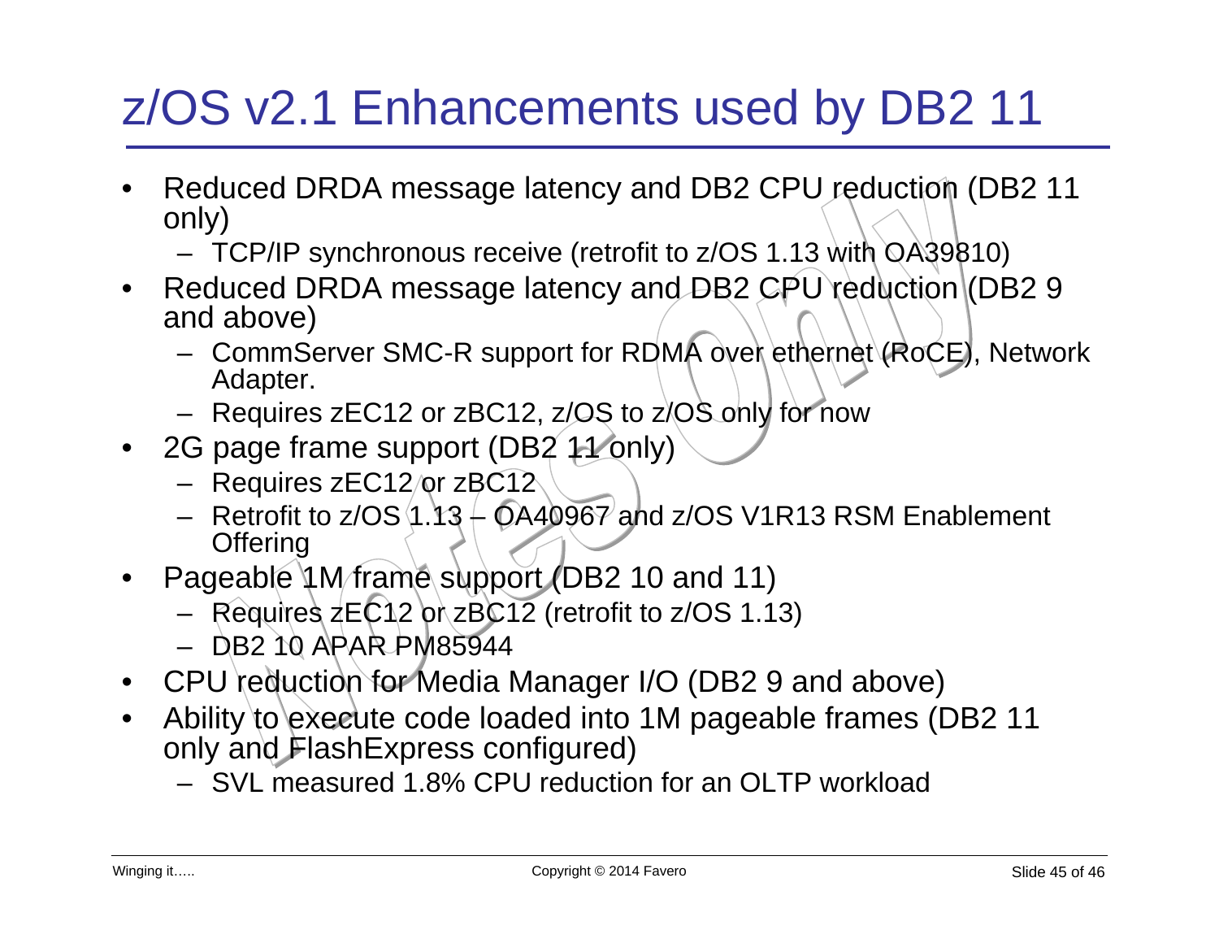# z/OS v2.1 Enhancements used by DB2 11

- Reduced DRDA message latency and DB2 CPU reduction (DB2 11 only)
  - TCP/IP synchronous receive (retrofit to z/OS 1.13 with OA39810)
- Reduced DRDA message latency and DB2 CPU reduction (DB2 9 and above)
  - CommServer SMC-R support for RDMA over ethernet (RoCE), Network Adapter.
  - Requires zEC12 or zBC12, z/OS to z/OS only for now
- 2G page frame support (DB2 11 only)
  - Requires zEC12 or zBC12
  - Retrofit to z/OS 1.13 – OA40967 and z/OS V1R13 RSM Enablement Offering
- Pageable 1M frame support (DB2 10 and 11)
  - Requires zEC12 or zBC12 (retrofit to z/OS 1.13)
  - DB2 10 APAR PM85944
- CPU reduction for Media Manager I/O (DB2 9 and above)
- Ability to execute code loaded into 1M pageable frames (DB2 11 only and FlashExpress configured)
  - SVL measured 1.8% CPU reduction for an OLTP workload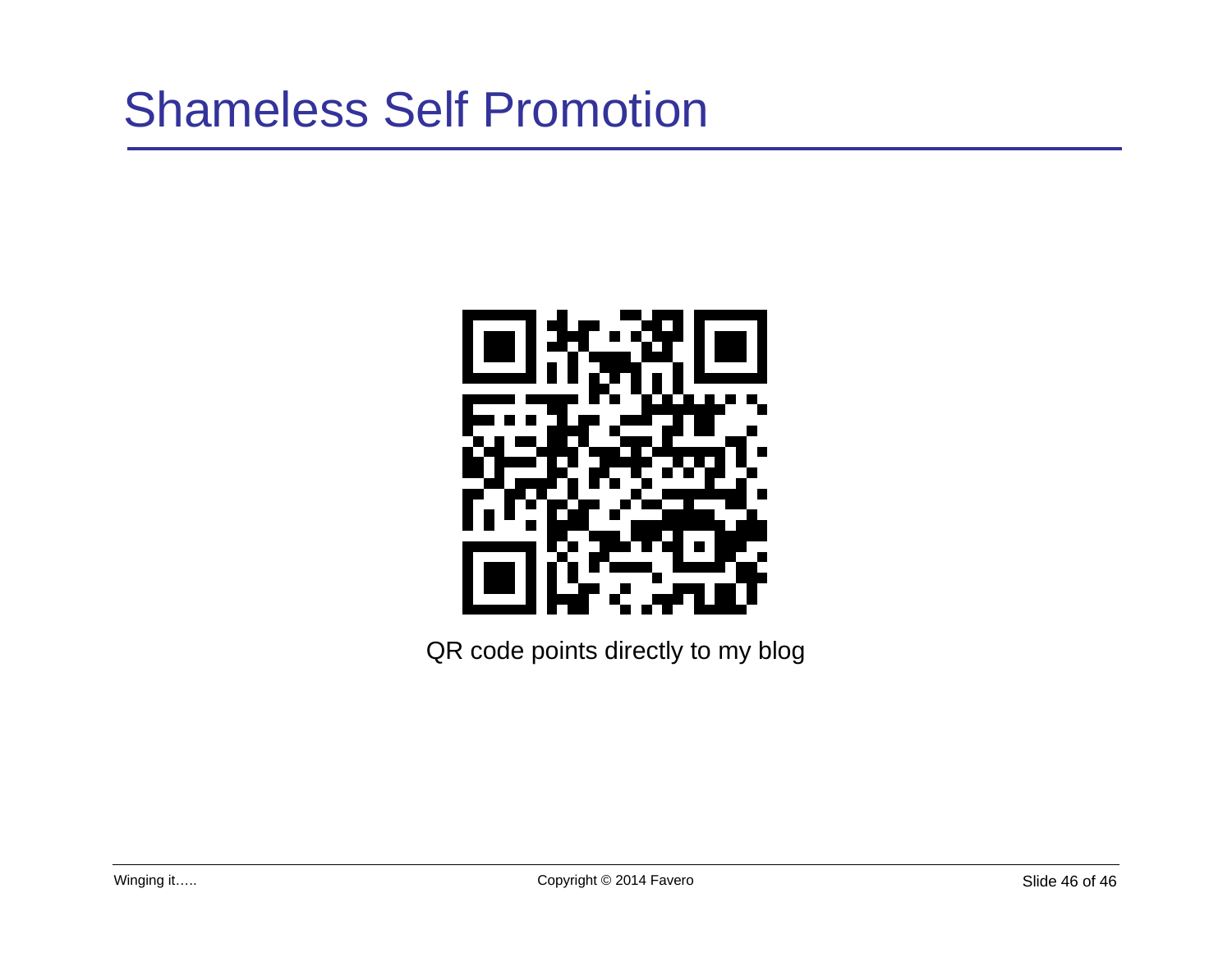# Shameless Self Promotion

QR code points directly to my blog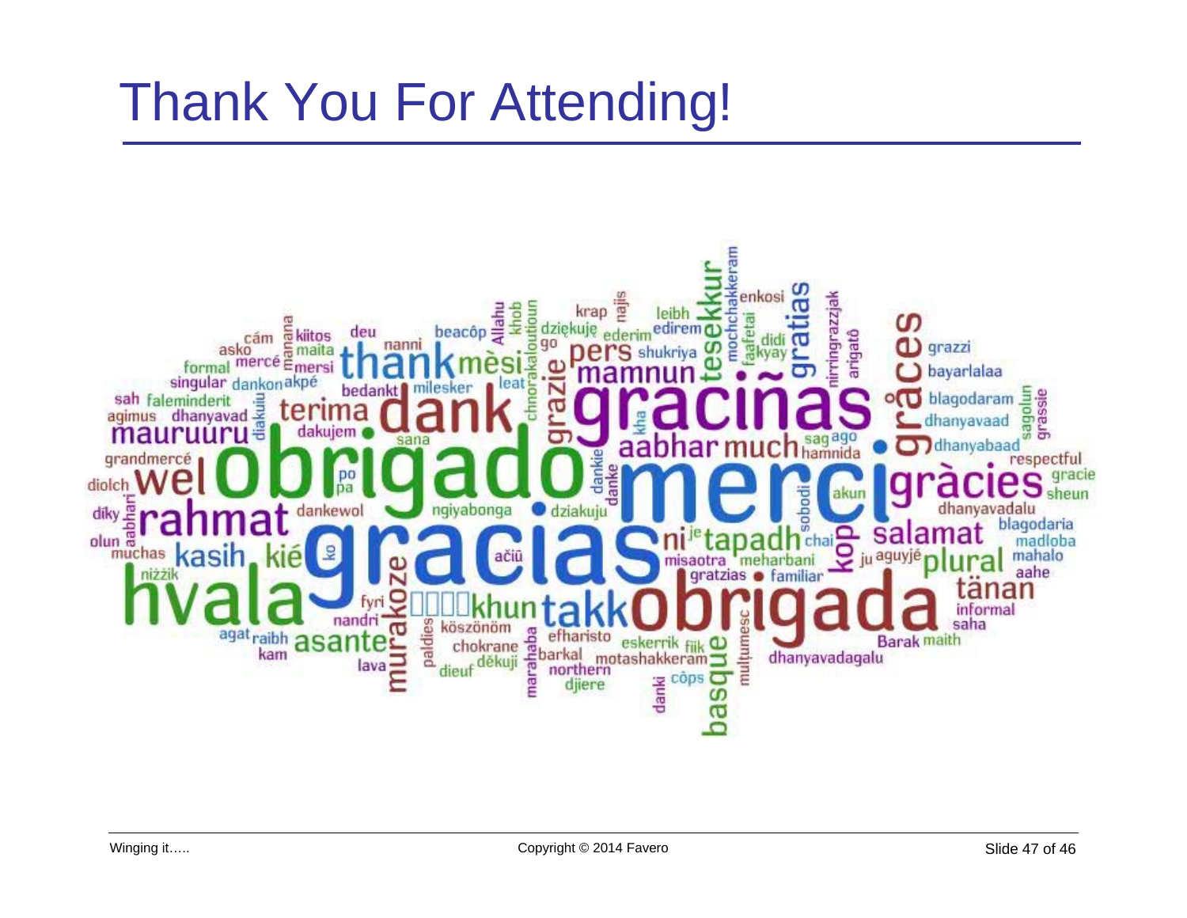# Thank You For Attending!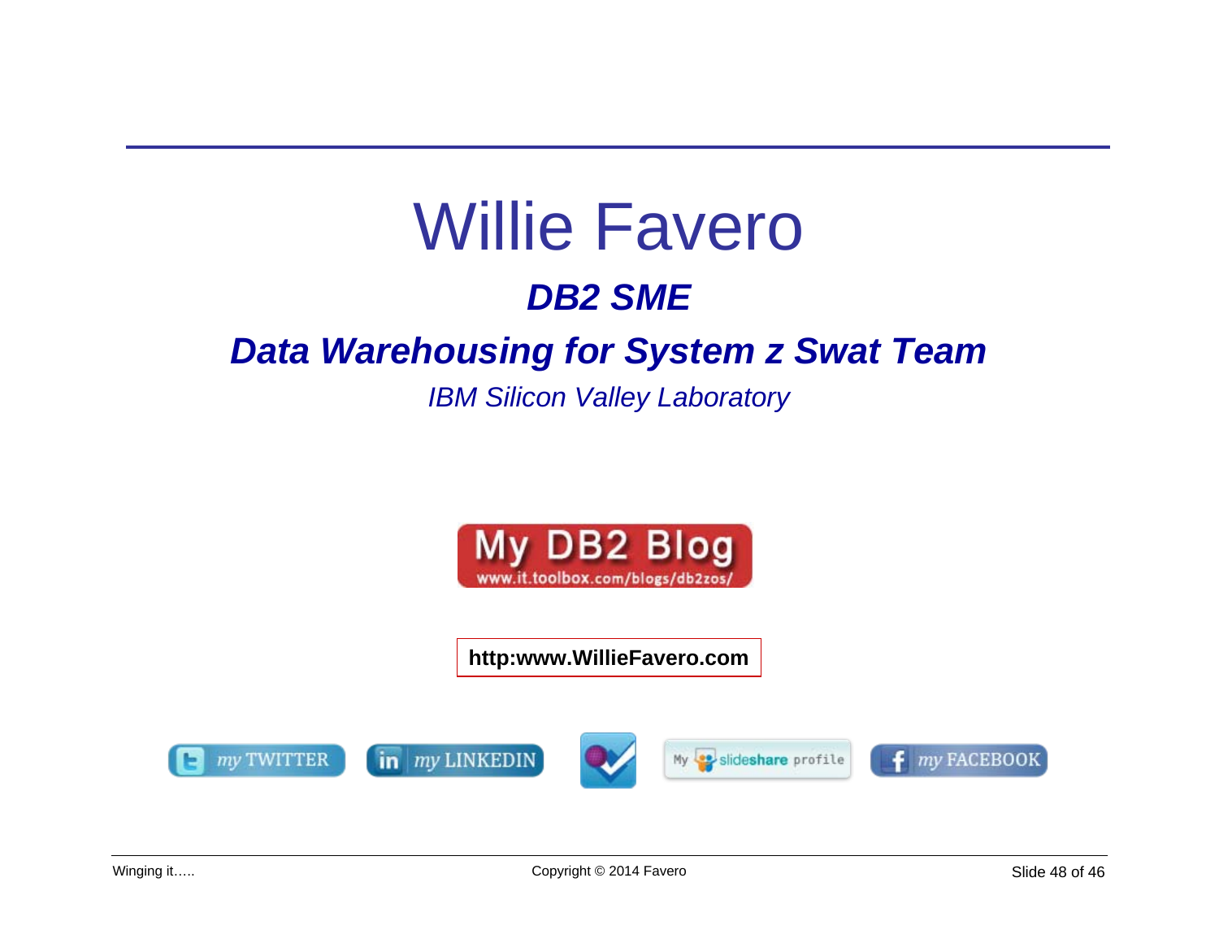# Willie Favero

### ***DB2 SME***

### ***Data Warehousing for System z Swat Team***

*IBM Silicon Valley Laboratory*

My DB2 Blog
www.it.toolbox.com/blogs/db2zos/

**http:www.WillieFavero.com**

my TWITTER | my LINKEDIN | My slideshare profile | my FACEBOOK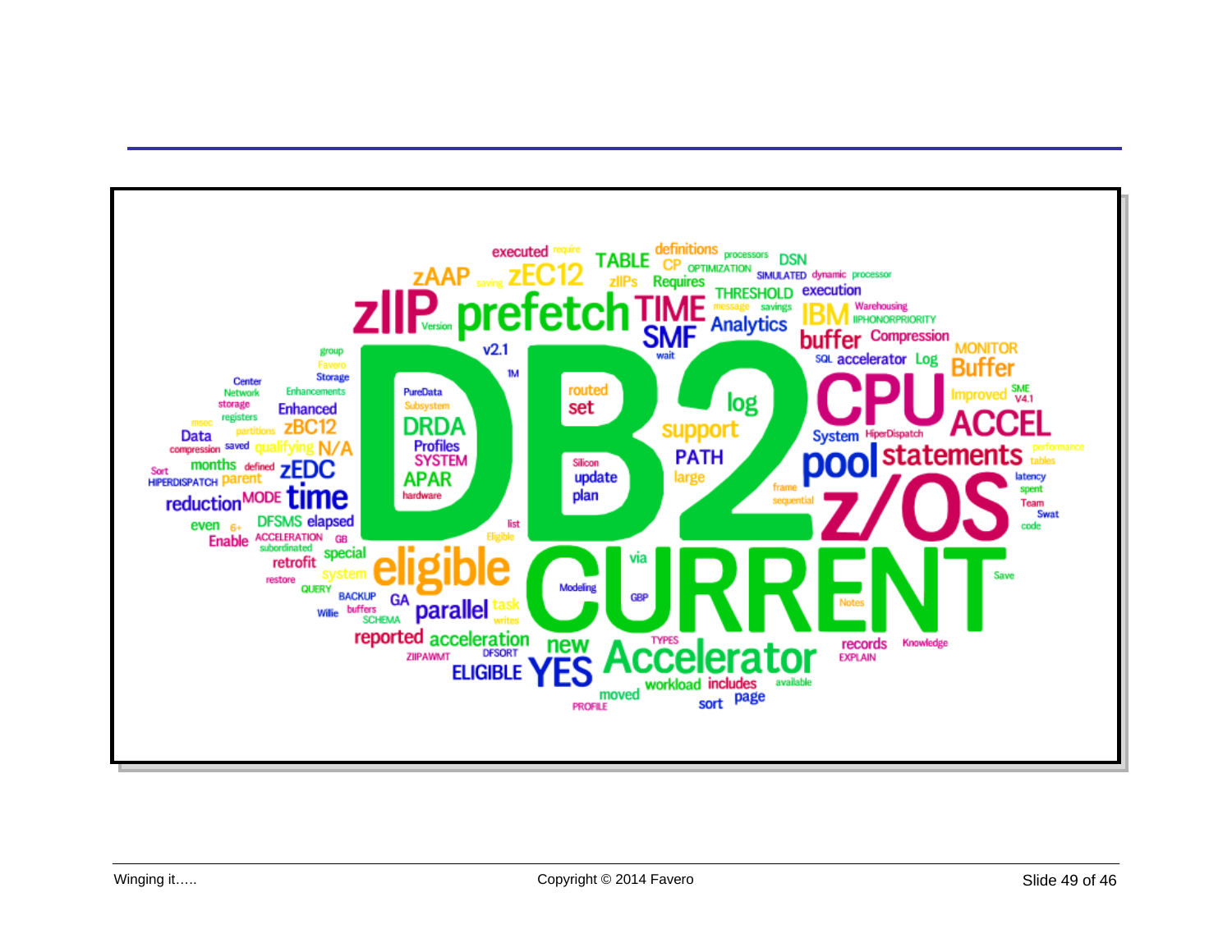executed require definitions processors DSN
zAAP saving zEC12 TABLE CP OPTIMIZATION SIMULATED dynamic processor
zIIPs Requires THRESHOLD execution
zIIP Version prefetch TIME message savings IBM Warehousing
SMF Analytics IIPHONORPRIORITY
v2.1 wait buffer Compression MONITOR
group SQL accelerator Log Buffer
Favero 1M
Center Storage
Network Enhancements PureData routed log CPU Improved SME V4.1
storage Subsystem set
msec registers Enhanced
Data partitions zBC12 DRDA support ACCEL
compression saved qualifying N/A Profiles System HiperDispatch
SYSTEM PATH performance
Sort months defined zEDC Silicon pool statements tables
HIPERDISPATCH parent APAR update large
hardware frame latency
reduction MODE time plan sequential spent
Team
DB2 z/OS Swat
even 6+ DFSMS elapsed list code
Enable ACCELERATION GB Eligible
subordinated
retrofit special via
system eligible Save
restore
QUERY Modeling
BACKUP GA GBP Notes
Willie buffers task
SCHEMA parallel writes CURRENT
reported acceleration new TYPES records Knowledge
ZIIPAWMT DFSORT EXPLAIN
ELIGIBLE YES Accelerator
workload includes available
moved
PROFILE sort page